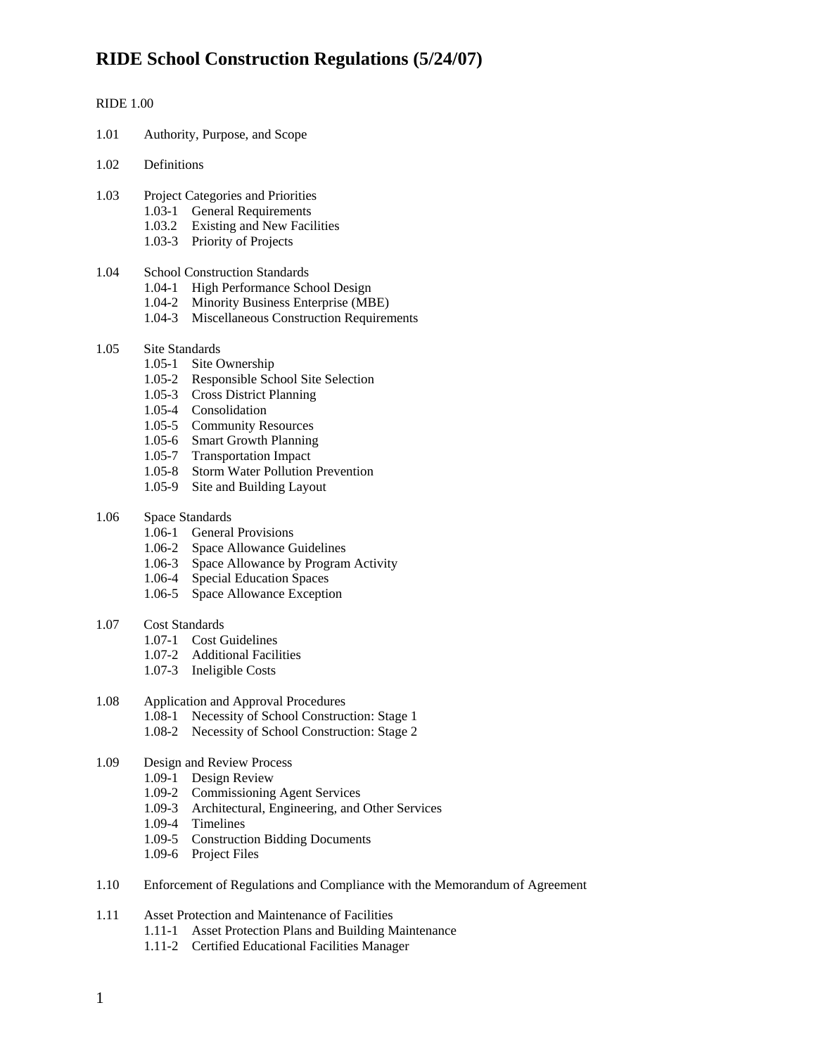# RIDE School Construction Regulations (5/24/07)

RIDE 1.00

1.01 Authority, Purpose, and Scope

1.02 Definitions

1.03 Project Categories and Priorities
- 1.03-1 General Requirements
- 1.03.2 Existing and New Facilities
- 1.03-3 Priority of Projects

1.04 School Construction Standards
- 1.04-1 High Performance School Design
- 1.04-2 Minority Business Enterprise (MBE)
- 1.04-3 Miscellaneous Construction Requirements

1.05 Site Standards
- 1.05-1 Site Ownership
- 1.05-2 Responsible School Site Selection
- 1.05-3 Cross District Planning
- 1.05-4 Consolidation
- 1.05-5 Community Resources
- 1.05-6 Smart Growth Planning
- 1.05-7 Transportation Impact
- 1.05-8 Storm Water Pollution Prevention
- 1.05-9 Site and Building Layout

1.06 Space Standards
- 1.06-1 General Provisions
- 1.06-2 Space Allowance Guidelines
- 1.06-3 Space Allowance by Program Activity
- 1.06-4 Special Education Spaces
- 1.06-5 Space Allowance Exception

1.07 Cost Standards
- 1.07-1 Cost Guidelines
- 1.07-2 Additional Facilities
- 1.07-3 Ineligible Costs

1.08 Application and Approval Procedures
- 1.08-1 Necessity of School Construction: Stage 1
- 1.08-2 Necessity of School Construction: Stage 2

1.09 Design and Review Process
- 1.09-1 Design Review
- 1.09-2 Commissioning Agent Services
- 1.09-3 Architectural, Engineering, and Other Services
- 1.09-4 Timelines
- 1.09-5 Construction Bidding Documents
- 1.09-6 Project Files

1.10 Enforcement of Regulations and Compliance with the Memorandum of Agreement

1.11 Asset Protection and Maintenance of Facilities
- 1.11-1 Asset Protection Plans and Building Maintenance
- 1.11-2 Certified Educational Facilities Manager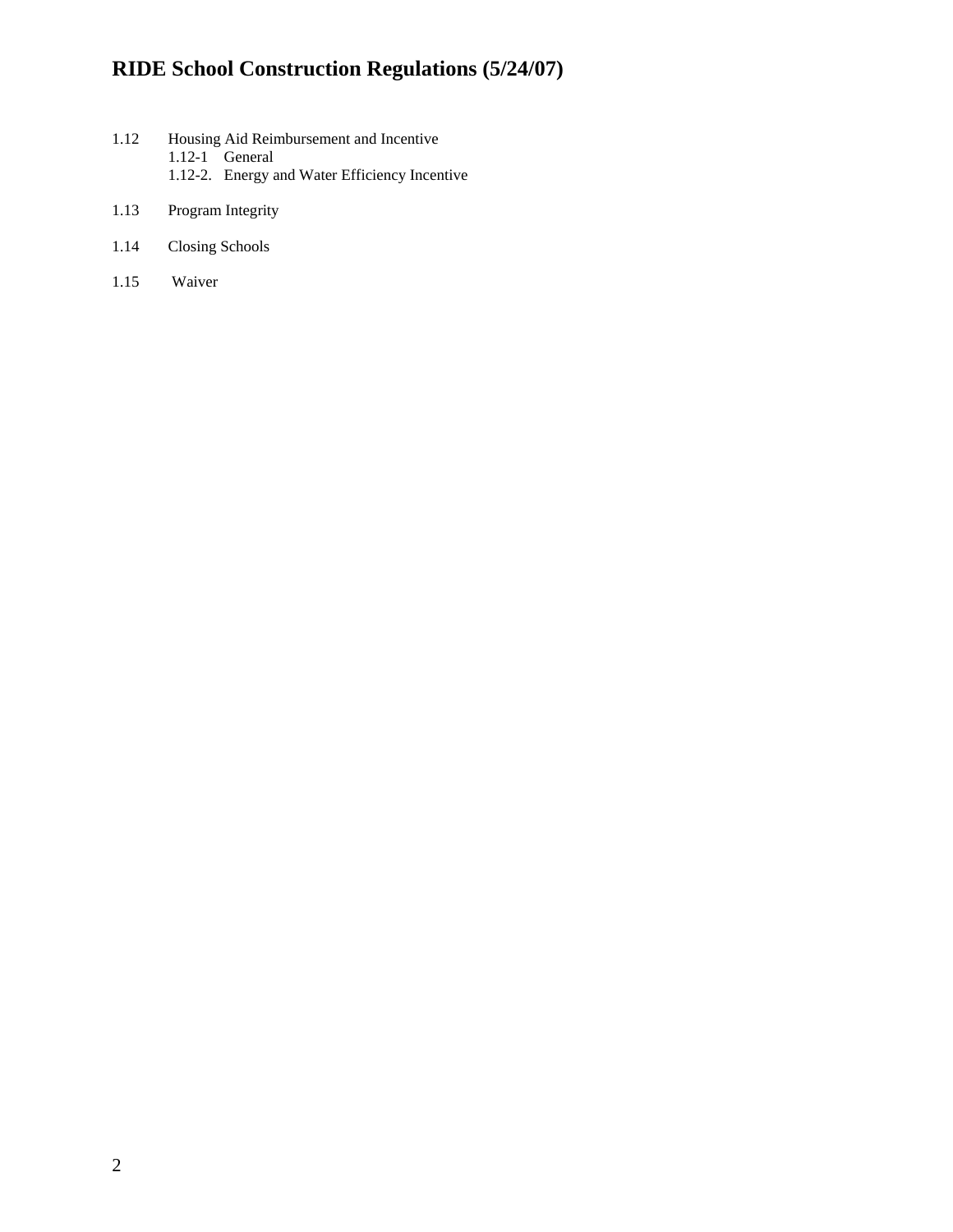1.12 Housing Aid Reimbursement and Incentive
  1.12-1 General
  1.12-2. Energy and Water Efficiency Incentive

1.13 Program Integrity

1.14 Closing Schools

1.15 Waiver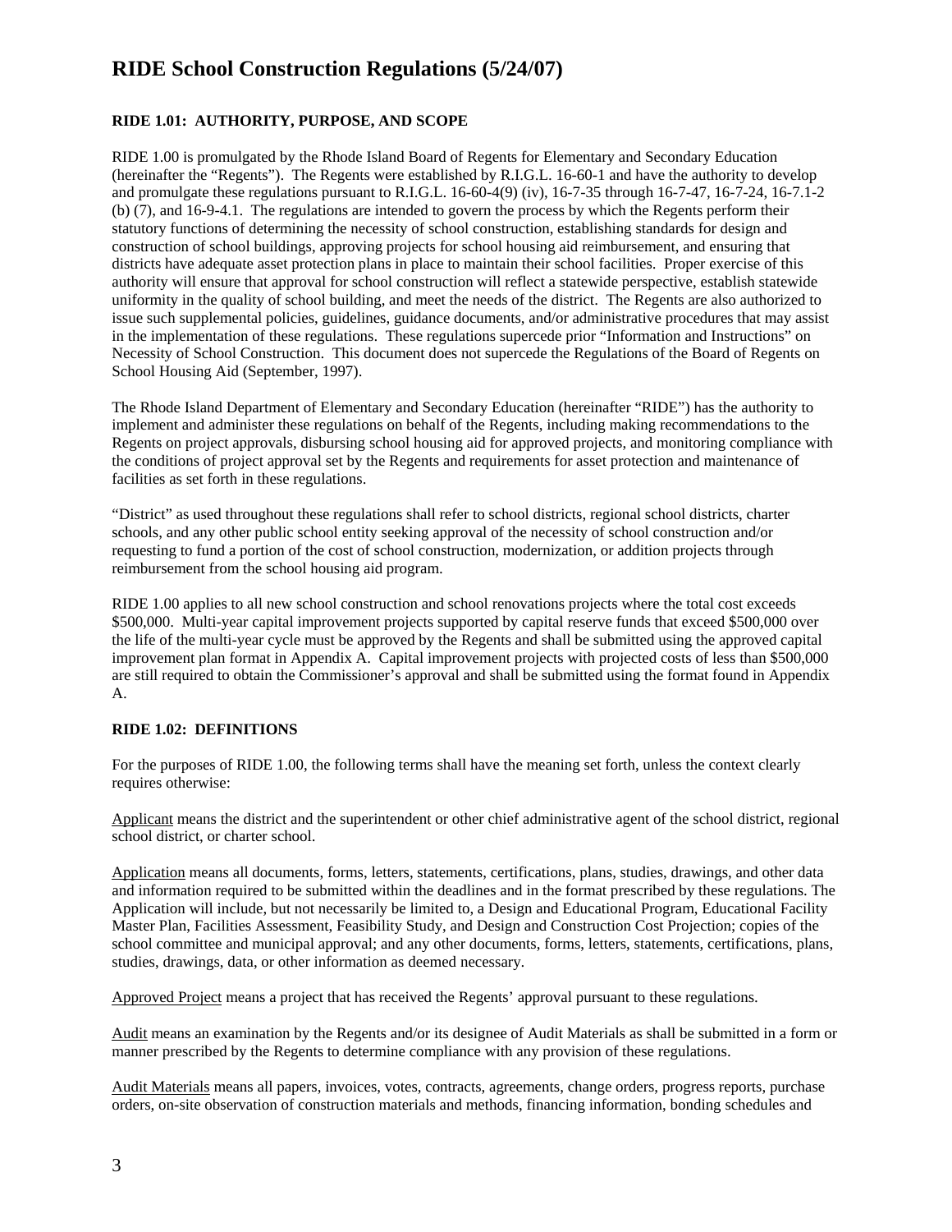# RIDE School Construction Regulations (5/24/07)

**RIDE 1.01: AUTHORITY, PURPOSE, AND SCOPE**

RIDE 1.00 is promulgated by the Rhode Island Board of Regents for Elementary and Secondary Education (hereinafter the "Regents"). The Regents were established by R.I.G.L. 16-60-1 and have the authority to develop and promulgate these regulations pursuant to R.I.G.L. 16-60-4(9) (iv), 16-7-35 through 16-7-47, 16-7-24, 16-7.1-2 (b) (7), and 16-9-4.1. The regulations are intended to govern the process by which the Regents perform their statutory functions of determining the necessity of school construction, establishing standards for design and construction of school buildings, approving projects for school housing aid reimbursement, and ensuring that districts have adequate asset protection plans in place to maintain their school facilities. Proper exercise of this authority will ensure that approval for school construction will reflect a statewide perspective, establish statewide uniformity in the quality of school building, and meet the needs of the district. The Regents are also authorized to issue such supplemental policies, guidelines, guidance documents, and/or administrative procedures that may assist in the implementation of these regulations. These regulations supercede prior "Information and Instructions" on Necessity of School Construction. This document does not supercede the Regulations of the Board of Regents on School Housing Aid (September, 1997).

The Rhode Island Department of Elementary and Secondary Education (hereinafter "RIDE") has the authority to implement and administer these regulations on behalf of the Regents, including making recommendations to the Regents on project approvals, disbursing school housing aid for approved projects, and monitoring compliance with the conditions of project approval set by the Regents and requirements for asset protection and maintenance of facilities as set forth in these regulations.

"District" as used throughout these regulations shall refer to school districts, regional school districts, charter schools, and any other public school entity seeking approval of the necessity of school construction and/or requesting to fund a portion of the cost of school construction, modernization, or addition projects through reimbursement from the school housing aid program.

RIDE 1.00 applies to all new school construction and school renovations projects where the total cost exceeds \$500,000. Multi-year capital improvement projects supported by capital reserve funds that exceed \$500,000 over the life of the multi-year cycle must be approved by the Regents and shall be submitted using the approved capital improvement plan format in Appendix A. Capital improvement projects with projected costs of less than \$500,000 are still required to obtain the Commissioner's approval and shall be submitted using the format found in Appendix A.

**RIDE 1.02: DEFINITIONS**

For the purposes of RIDE 1.00, the following terms shall have the meaning set forth, unless the context clearly requires otherwise:

Applicant means the district and the superintendent or other chief administrative agent of the school district, regional school district, or charter school.

Application means all documents, forms, letters, statements, certifications, plans, studies, drawings, and other data and information required to be submitted within the deadlines and in the format prescribed by these regulations. The Application will include, but not necessarily be limited to, a Design and Educational Program, Educational Facility Master Plan, Facilities Assessment, Feasibility Study, and Design and Construction Cost Projection; copies of the school committee and municipal approval; and any other documents, forms, letters, statements, certifications, plans, studies, drawings, data, or other information as deemed necessary.

Approved Project means a project that has received the Regents' approval pursuant to these regulations.

Audit means an examination by the Regents and/or its designee of Audit Materials as shall be submitted in a form or manner prescribed by the Regents to determine compliance with any provision of these regulations.

Audit Materials means all papers, invoices, votes, contracts, agreements, change orders, progress reports, purchase orders, on-site observation of construction materials and methods, financing information, bonding schedules and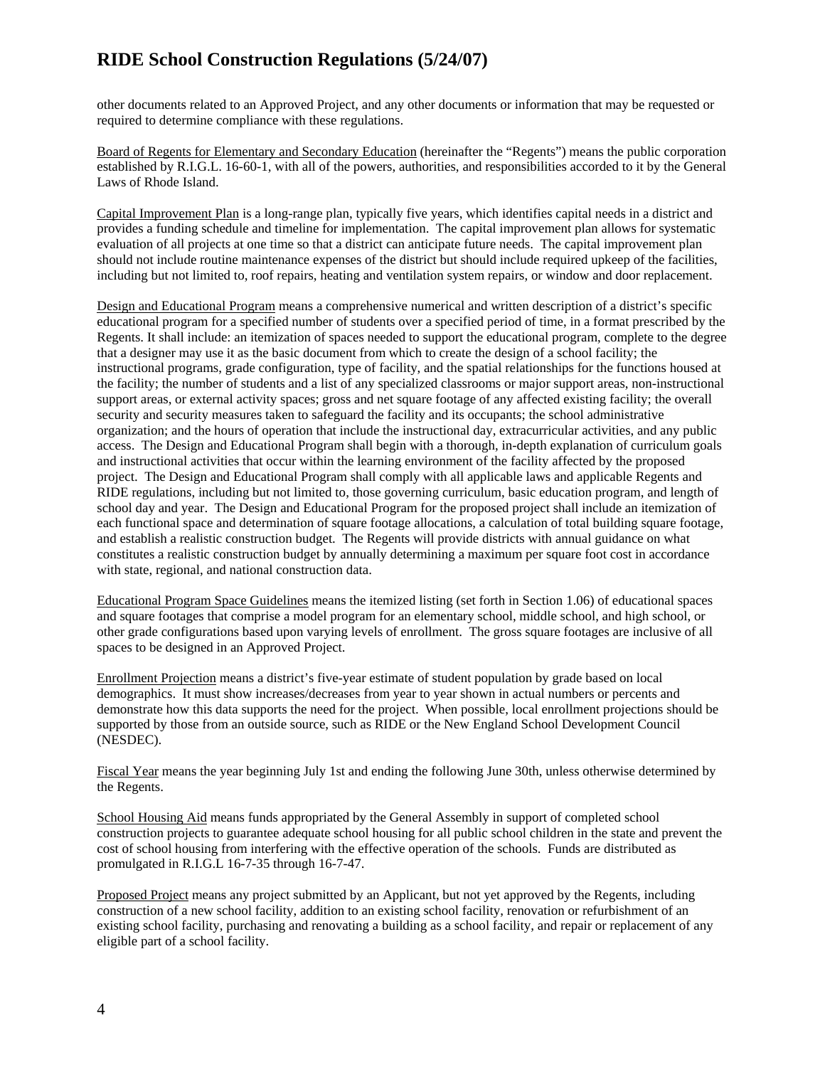other documents related to an Approved Project, and any other documents or information that may be requested or required to determine compliance with these regulations.

Board of Regents for Elementary and Secondary Education (hereinafter the "Regents") means the public corporation established by R.I.G.L. 16-60-1, with all of the powers, authorities, and responsibilities accorded to it by the General Laws of Rhode Island.

Capital Improvement Plan is a long-range plan, typically five years, which identifies capital needs in a district and provides a funding schedule and timeline for implementation. The capital improvement plan allows for systematic evaluation of all projects at one time so that a district can anticipate future needs. The capital improvement plan should not include routine maintenance expenses of the district but should include required upkeep of the facilities, including but not limited to, roof repairs, heating and ventilation system repairs, or window and door replacement.

Design and Educational Program means a comprehensive numerical and written description of a district's specific educational program for a specified number of students over a specified period of time, in a format prescribed by the Regents. It shall include: an itemization of spaces needed to support the educational program, complete to the degree that a designer may use it as the basic document from which to create the design of a school facility; the instructional programs, grade configuration, type of facility, and the spatial relationships for the functions housed at the facility; the number of students and a list of any specialized classrooms or major support areas, non-instructional support areas, or external activity spaces; gross and net square footage of any affected existing facility; the overall security and security measures taken to safeguard the facility and its occupants; the school administrative organization; and the hours of operation that include the instructional day, extracurricular activities, and any public access. The Design and Educational Program shall begin with a thorough, in-depth explanation of curriculum goals and instructional activities that occur within the learning environment of the facility affected by the proposed project. The Design and Educational Program shall comply with all applicable laws and applicable Regents and RIDE regulations, including but not limited to, those governing curriculum, basic education program, and length of school day and year. The Design and Educational Program for the proposed project shall include an itemization of each functional space and determination of square footage allocations, a calculation of total building square footage, and establish a realistic construction budget. The Regents will provide districts with annual guidance on what constitutes a realistic construction budget by annually determining a maximum per square foot cost in accordance with state, regional, and national construction data.

Educational Program Space Guidelines means the itemized listing (set forth in Section 1.06) of educational spaces and square footages that comprise a model program for an elementary school, middle school, and high school, or other grade configurations based upon varying levels of enrollment. The gross square footages are inclusive of all spaces to be designed in an Approved Project.

Enrollment Projection means a district's five-year estimate of student population by grade based on local demographics. It must show increases/decreases from year to year shown in actual numbers or percents and demonstrate how this data supports the need for the project. When possible, local enrollment projections should be supported by those from an outside source, such as RIDE or the New England School Development Council (NESDEC).

Fiscal Year means the year beginning July 1st and ending the following June 30th, unless otherwise determined by the Regents.

School Housing Aid means funds appropriated by the General Assembly in support of completed school construction projects to guarantee adequate school housing for all public school children in the state and prevent the cost of school housing from interfering with the effective operation of the schools. Funds are distributed as promulgated in R.I.G.L 16-7-35 through 16-7-47.

Proposed Project means any project submitted by an Applicant, but not yet approved by the Regents, including construction of a new school facility, addition to an existing school facility, renovation or refurbishment of an existing school facility, purchasing and renovating a building as a school facility, and repair or replacement of any eligible part of a school facility.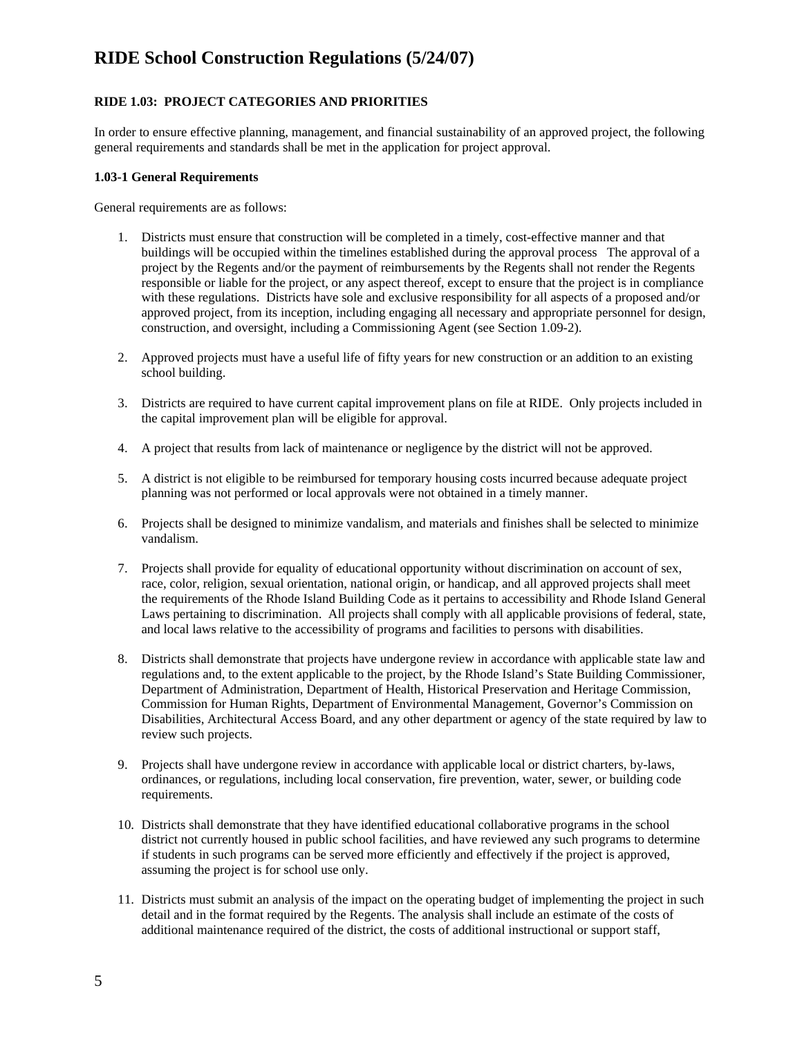# RIDE School Construction Regulations (5/24/07)

**RIDE 1.03: PROJECT CATEGORIES AND PRIORITIES**

In order to ensure effective planning, management, and financial sustainability of an approved project, the following general requirements and standards shall be met in the application for project approval.

**1.03-1 General Requirements**

General requirements are as follows:

1. Districts must ensure that construction will be completed in a timely, cost-effective manner and that buildings will be occupied within the timelines established during the approval process The approval of a project by the Regents and/or the payment of reimbursements by the Regents shall not render the Regents responsible or liable for the project, or any aspect thereof, except to ensure that the project is in compliance with these regulations. Districts have sole and exclusive responsibility for all aspects of a proposed and/or approved project, from its inception, including engaging all necessary and appropriate personnel for design, construction, and oversight, including a Commissioning Agent (see Section 1.09-2).

2. Approved projects must have a useful life of fifty years for new construction or an addition to an existing school building.

3. Districts are required to have current capital improvement plans on file at RIDE. Only projects included in the capital improvement plan will be eligible for approval.

4. A project that results from lack of maintenance or negligence by the district will not be approved.

5. A district is not eligible to be reimbursed for temporary housing costs incurred because adequate project planning was not performed or local approvals were not obtained in a timely manner.

6. Projects shall be designed to minimize vandalism, and materials and finishes shall be selected to minimize vandalism.

7. Projects shall provide for equality of educational opportunity without discrimination on account of sex, race, color, religion, sexual orientation, national origin, or handicap, and all approved projects shall meet the requirements of the Rhode Island Building Code as it pertains to accessibility and Rhode Island General Laws pertaining to discrimination. All projects shall comply with all applicable provisions of federal, state, and local laws relative to the accessibility of programs and facilities to persons with disabilities.

8. Districts shall demonstrate that projects have undergone review in accordance with applicable state law and regulations and, to the extent applicable to the project, by the Rhode Island's State Building Commissioner, Department of Administration, Department of Health, Historical Preservation and Heritage Commission, Commission for Human Rights, Department of Environmental Management, Governor's Commission on Disabilities, Architectural Access Board, and any other department or agency of the state required by law to review such projects.

9. Projects shall have undergone review in accordance with applicable local or district charters, by-laws, ordinances, or regulations, including local conservation, fire prevention, water, sewer, or building code requirements.

10. Districts shall demonstrate that they have identified educational collaborative programs in the school district not currently housed in public school facilities, and have reviewed any such programs to determine if students in such programs can be served more efficiently and effectively if the project is approved, assuming the project is for school use only.

11. Districts must submit an analysis of the impact on the operating budget of implementing the project in such detail and in the format required by the Regents. The analysis shall include an estimate of the costs of additional maintenance required of the district, the costs of additional instructional or support staff,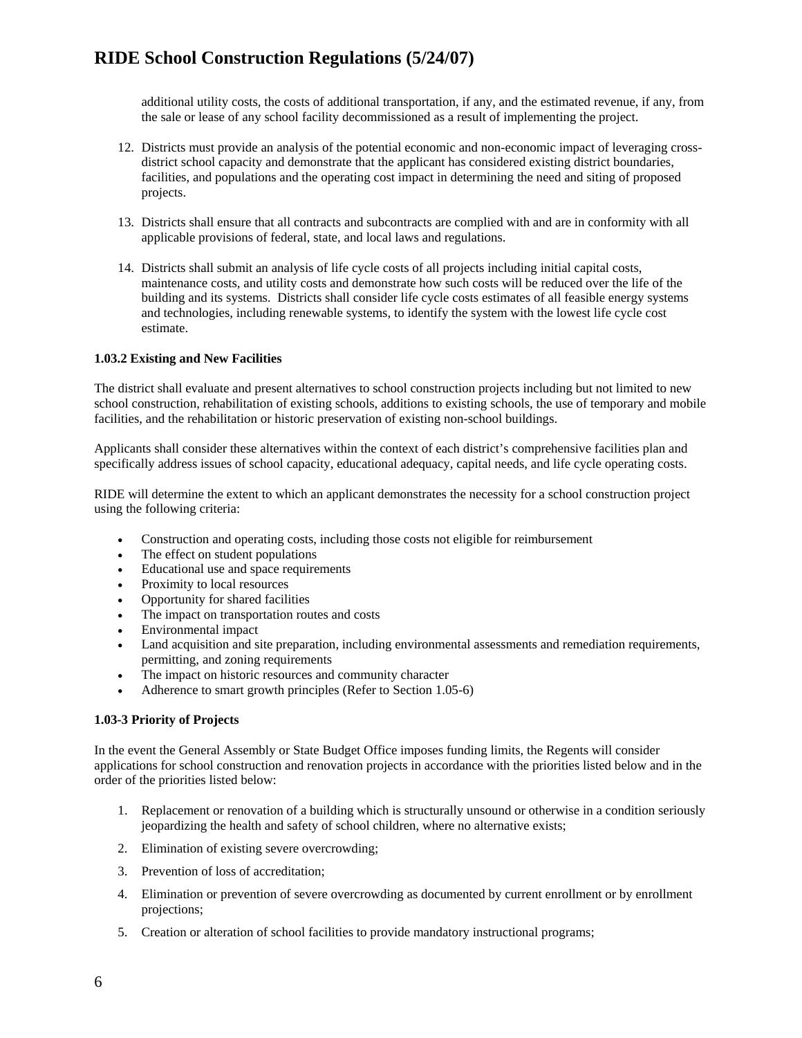additional utility costs, the costs of additional transportation, if any, and the estimated revenue, if any, from the sale or lease of any school facility decommissioned as a result of implementing the project.

12. Districts must provide an analysis of the potential economic and non-economic impact of leveraging cross-district school capacity and demonstrate that the applicant has considered existing district boundaries, facilities, and populations and the operating cost impact in determining the need and siting of proposed projects.

13. Districts shall ensure that all contracts and subcontracts are complied with and are in conformity with all applicable provisions of federal, state, and local laws and regulations.

14. Districts shall submit an analysis of life cycle costs of all projects including initial capital costs, maintenance costs, and utility costs and demonstrate how such costs will be reduced over the life of the building and its systems. Districts shall consider life cycle costs estimates of all feasible energy systems and technologies, including renewable systems, to identify the system with the lowest life cycle cost estimate.

**1.03.2 Existing and New Facilities**

The district shall evaluate and present alternatives to school construction projects including but not limited to new school construction, rehabilitation of existing schools, additions to existing schools, the use of temporary and mobile facilities, and the rehabilitation or historic preservation of existing non-school buildings.

Applicants shall consider these alternatives within the context of each district's comprehensive facilities plan and specifically address issues of school capacity, educational adequacy, capital needs, and life cycle operating costs.

RIDE will determine the extent to which an applicant demonstrates the necessity for a school construction project using the following criteria:

- Construction and operating costs, including those costs not eligible for reimbursement
- The effect on student populations
- Educational use and space requirements
- Proximity to local resources
- Opportunity for shared facilities
- The impact on transportation routes and costs
- Environmental impact
- Land acquisition and site preparation, including environmental assessments and remediation requirements, permitting, and zoning requirements
- The impact on historic resources and community character
- Adherence to smart growth principles (Refer to Section 1.05-6)

**1.03-3 Priority of Projects**

In the event the General Assembly or State Budget Office imposes funding limits, the Regents will consider applications for school construction and renovation projects in accordance with the priorities listed below and in the order of the priorities listed below:

1. Replacement or renovation of a building which is structurally unsound or otherwise in a condition seriously jeopardizing the health and safety of school children, where no alternative exists;

2. Elimination of existing severe overcrowding;

3. Prevention of loss of accreditation;

4. Elimination or prevention of severe overcrowding as documented by current enrollment or by enrollment projections;

5. Creation or alteration of school facilities to provide mandatory instructional programs;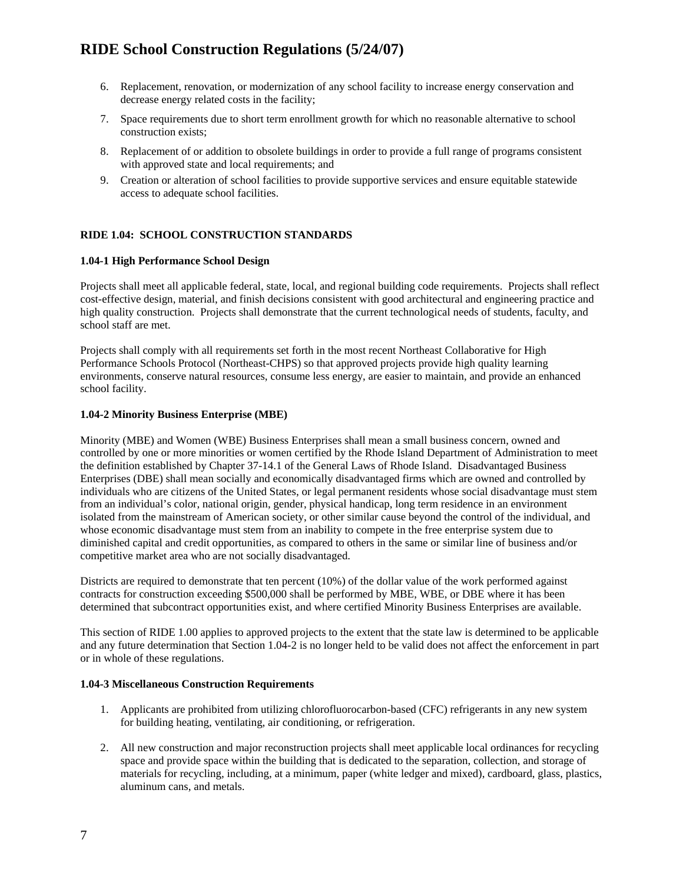6. Replacement, renovation, or modernization of any school facility to increase energy conservation and decrease energy related costs in the facility;
7. Space requirements due to short term enrollment growth for which no reasonable alternative to school construction exists;
8. Replacement of or addition to obsolete buildings in order to provide a full range of programs consistent with approved state and local requirements; and
9. Creation or alteration of school facilities to provide supportive services and ensure equitable statewide access to adequate school facilities.

## RIDE 1.04: SCHOOL CONSTRUCTION STANDARDS

### 1.04-1 High Performance School Design

Projects shall meet all applicable federal, state, local, and regional building code requirements. Projects shall reflect cost-effective design, material, and finish decisions consistent with good architectural and engineering practice and high quality construction. Projects shall demonstrate that the current technological needs of students, faculty, and school staff are met.

Projects shall comply with all requirements set forth in the most recent Northeast Collaborative for High Performance Schools Protocol (Northeast-CHPS) so that approved projects provide high quality learning environments, conserve natural resources, consume less energy, are easier to maintain, and provide an enhanced school facility.

### 1.04-2 Minority Business Enterprise (MBE)

Minority (MBE) and Women (WBE) Business Enterprises shall mean a small business concern, owned and controlled by one or more minorities or women certified by the Rhode Island Department of Administration to meet the definition established by Chapter 37-14.1 of the General Laws of Rhode Island. Disadvantaged Business Enterprises (DBE) shall mean socially and economically disadvantaged firms which are owned and controlled by individuals who are citizens of the United States, or legal permanent residents whose social disadvantage must stem from an individual's color, national origin, gender, physical handicap, long term residence in an environment isolated from the mainstream of American society, or other similar cause beyond the control of the individual, and whose economic disadvantage must stem from an inability to compete in the free enterprise system due to diminished capital and credit opportunities, as compared to others in the same or similar line of business and/or competitive market area who are not socially disadvantaged.

Districts are required to demonstrate that ten percent (10%) of the dollar value of the work performed against contracts for construction exceeding $500,000 shall be performed by MBE, WBE, or DBE where it has been determined that subcontract opportunities exist, and where certified Minority Business Enterprises are available.

This section of RIDE 1.00 applies to approved projects to the extent that the state law is determined to be applicable and any future determination that Section 1.04-2 is no longer held to be valid does not affect the enforcement in part or in whole of these regulations.

### 1.04-3 Miscellaneous Construction Requirements

1. Applicants are prohibited from utilizing chlorofluorocarbon-based (CFC) refrigerants in any new system for building heating, ventilating, air conditioning, or refrigeration.

2. All new construction and major reconstruction projects shall meet applicable local ordinances for recycling space and provide space within the building that is dedicated to the separation, collection, and storage of materials for recycling, including, at a minimum, paper (white ledger and mixed), cardboard, glass, plastics, aluminum cans, and metals.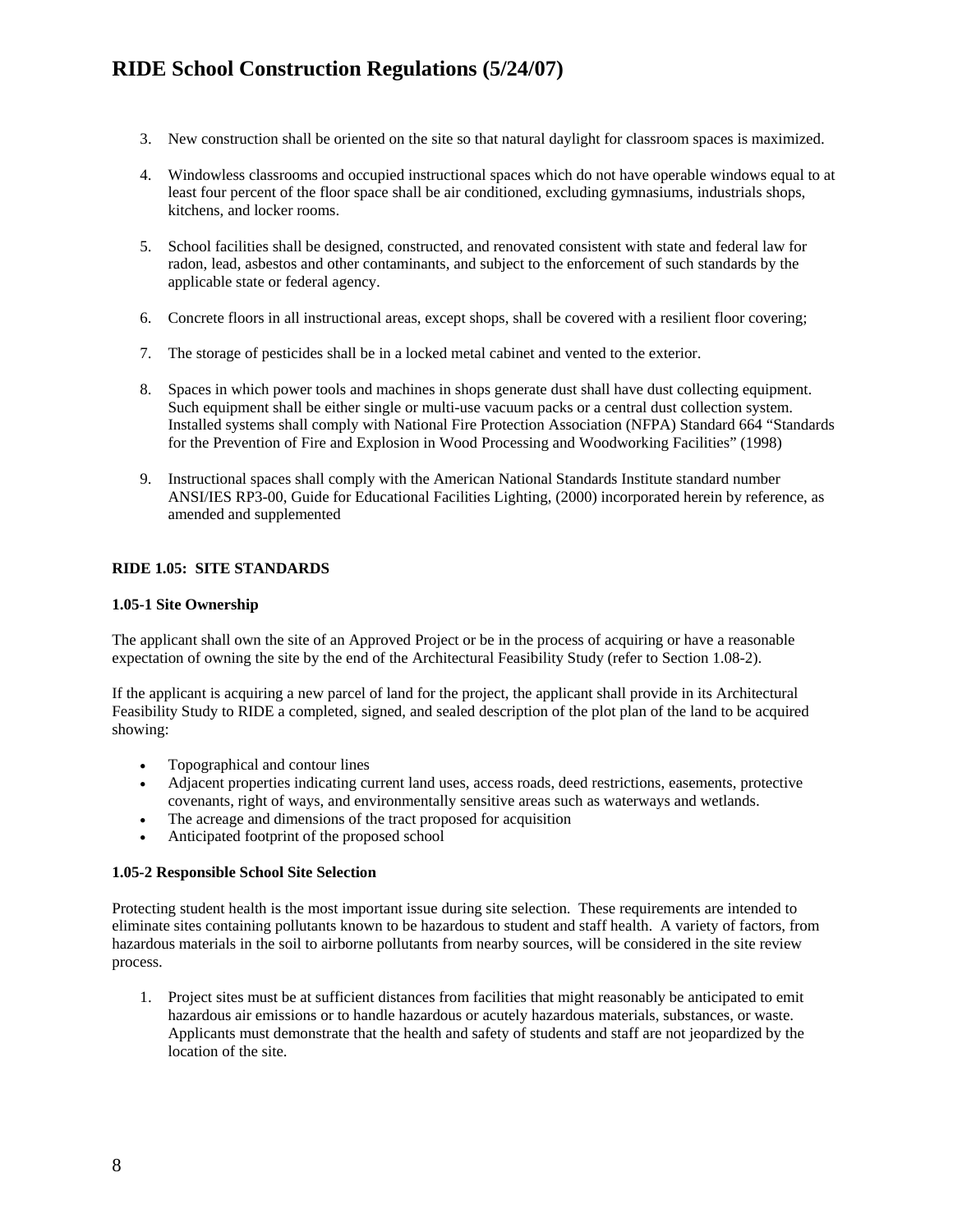3. New construction shall be oriented on the site so that natural daylight for classroom spaces is maximized.

4. Windowless classrooms and occupied instructional spaces which do not have operable windows equal to at least four percent of the floor space shall be air conditioned, excluding gymnasiums, industrials shops, kitchens, and locker rooms.

5. School facilities shall be designed, constructed, and renovated consistent with state and federal law for radon, lead, asbestos and other contaminants, and subject to the enforcement of such standards by the applicable state or federal agency.

6. Concrete floors in all instructional areas, except shops, shall be covered with a resilient floor covering;

7. The storage of pesticides shall be in a locked metal cabinet and vented to the exterior.

8. Spaces in which power tools and machines in shops generate dust shall have dust collecting equipment. Such equipment shall be either single or multi-use vacuum packs or a central dust collection system. Installed systems shall comply with National Fire Protection Association (NFPA) Standard 664 "Standards for the Prevention of Fire and Explosion in Wood Processing and Woodworking Facilities" (1998)

9. Instructional spaces shall comply with the American National Standards Institute standard number ANSI/IES RP3-00, Guide for Educational Facilities Lighting, (2000) incorporated herein by reference, as amended and supplemented

## RIDE 1.05: SITE STANDARDS

### 1.05-1 Site Ownership

The applicant shall own the site of an Approved Project or be in the process of acquiring or have a reasonable expectation of owning the site by the end of the Architectural Feasibility Study (refer to Section 1.08-2).

If the applicant is acquiring a new parcel of land for the project, the applicant shall provide in its Architectural Feasibility Study to RIDE a completed, signed, and sealed description of the plot plan of the land to be acquired showing:

- Topographical and contour lines
- Adjacent properties indicating current land uses, access roads, deed restrictions, easements, protective covenants, right of ways, and environmentally sensitive areas such as waterways and wetlands.
- The acreage and dimensions of the tract proposed for acquisition
- Anticipated footprint of the proposed school

### 1.05-2 Responsible School Site Selection

Protecting student health is the most important issue during site selection. These requirements are intended to eliminate sites containing pollutants known to be hazardous to student and staff health. A variety of factors, from hazardous materials in the soil to airborne pollutants from nearby sources, will be considered in the site review process.

1. Project sites must be at sufficient distances from facilities that might reasonably be anticipated to emit hazardous air emissions or to handle hazardous or acutely hazardous materials, substances, or waste. Applicants must demonstrate that the health and safety of students and staff are not jeopardized by the location of the site.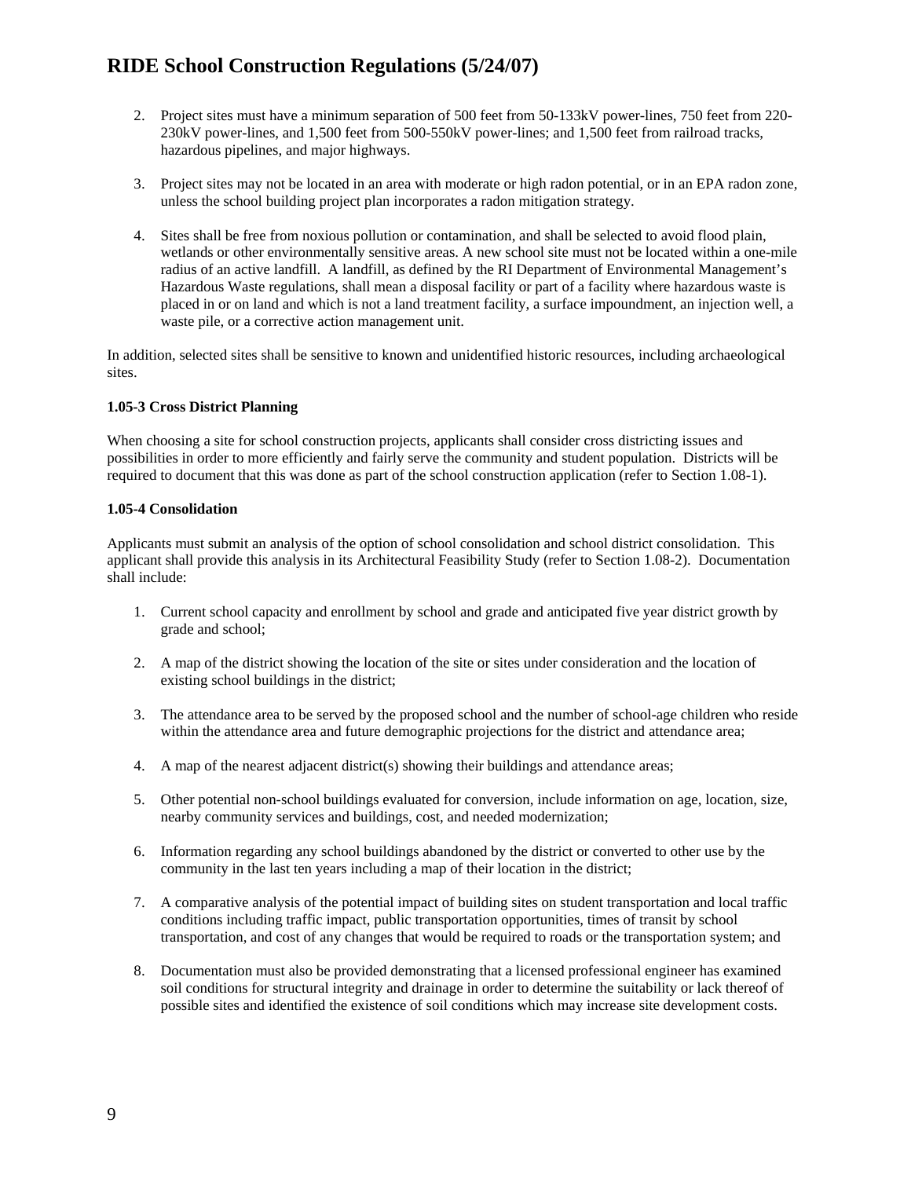2. Project sites must have a minimum separation of 500 feet from 50-133kV power-lines, 750 feet from 220-230kV power-lines, and 1,500 feet from 500-550kV power-lines; and 1,500 feet from railroad tracks, hazardous pipelines, and major highways.

3. Project sites may not be located in an area with moderate or high radon potential, or in an EPA radon zone, unless the school building project plan incorporates a radon mitigation strategy.

4. Sites shall be free from noxious pollution or contamination, and shall be selected to avoid flood plain, wetlands or other environmentally sensitive areas. A new school site must not be located within a one-mile radius of an active landfill. A landfill, as defined by the RI Department of Environmental Management's Hazardous Waste regulations, shall mean a disposal facility or part of a facility where hazardous waste is placed in or on land and which is not a land treatment facility, a surface impoundment, an injection well, a waste pile, or a corrective action management unit.

In addition, selected sites shall be sensitive to known and unidentified historic resources, including archaeological sites.

**1.05-3 Cross District Planning**

When choosing a site for school construction projects, applicants shall consider cross districting issues and possibilities in order to more efficiently and fairly serve the community and student population. Districts will be required to document that this was done as part of the school construction application (refer to Section 1.08-1).

**1.05-4 Consolidation**

Applicants must submit an analysis of the option of school consolidation and school district consolidation. This applicant shall provide this analysis in its Architectural Feasibility Study (refer to Section 1.08-2). Documentation shall include:

1. Current school capacity and enrollment by school and grade and anticipated five year district growth by grade and school;

2. A map of the district showing the location of the site or sites under consideration and the location of existing school buildings in the district;

3. The attendance area to be served by the proposed school and the number of school-age children who reside within the attendance area and future demographic projections for the district and attendance area;

4. A map of the nearest adjacent district(s) showing their buildings and attendance areas;

5. Other potential non-school buildings evaluated for conversion, include information on age, location, size, nearby community services and buildings, cost, and needed modernization;

6. Information regarding any school buildings abandoned by the district or converted to other use by the community in the last ten years including a map of their location in the district;

7. A comparative analysis of the potential impact of building sites on student transportation and local traffic conditions including traffic impact, public transportation opportunities, times of transit by school transportation, and cost of any changes that would be required to roads or the transportation system; and

8. Documentation must also be provided demonstrating that a licensed professional engineer has examined soil conditions for structural integrity and drainage in order to determine the suitability or lack thereof of possible sites and identified the existence of soil conditions which may increase site development costs.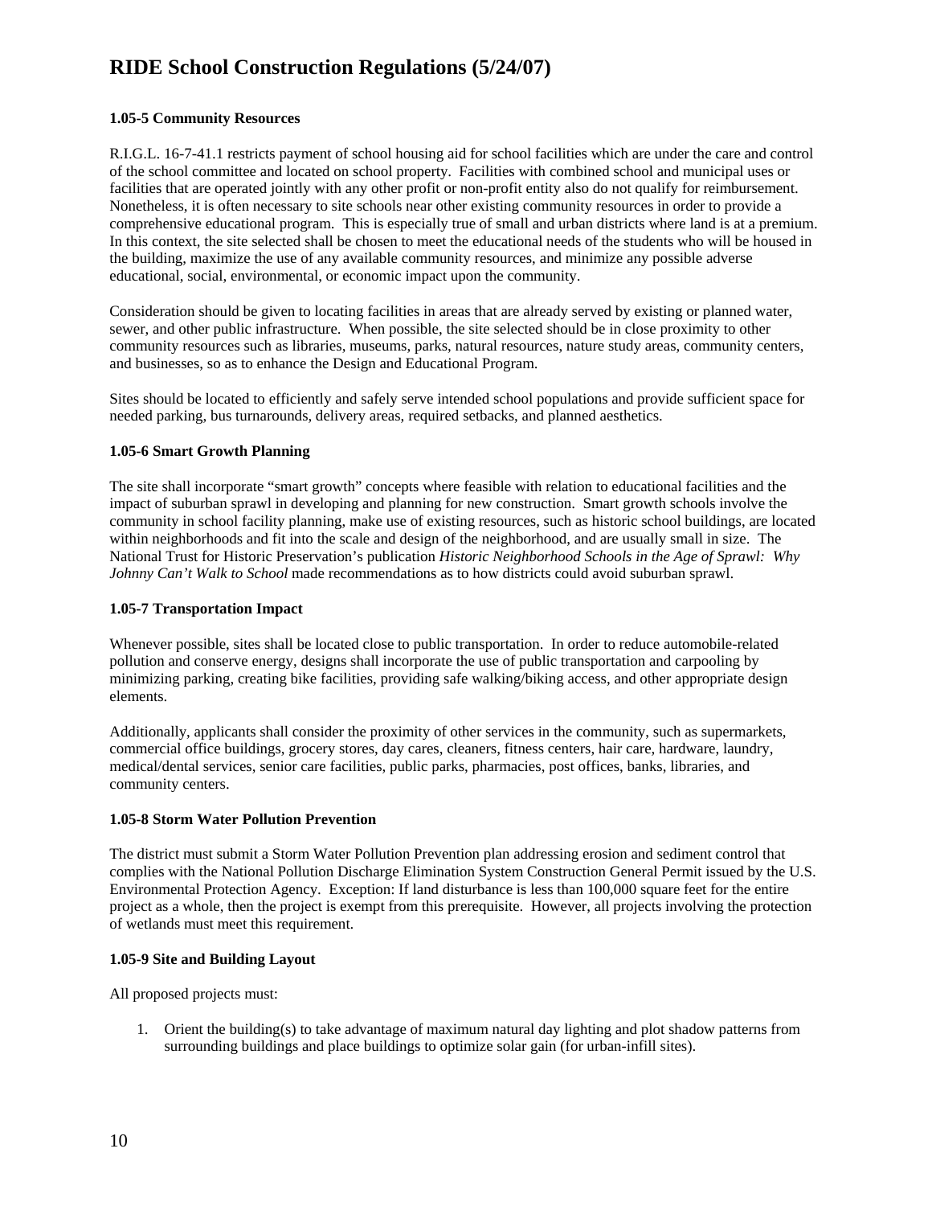### 1.05-5 Community Resources

R.I.G.L. 16-7-41.1 restricts payment of school housing aid for school facilities which are under the care and control of the school committee and located on school property. Facilities with combined school and municipal uses or facilities that are operated jointly with any other profit or non-profit entity also do not qualify for reimbursement. Nonetheless, it is often necessary to site schools near other existing community resources in order to provide a comprehensive educational program. This is especially true of small and urban districts where land is at a premium. In this context, the site selected shall be chosen to meet the educational needs of the students who will be housed in the building, maximize the use of any available community resources, and minimize any possible adverse educational, social, environmental, or economic impact upon the community.

Consideration should be given to locating facilities in areas that are already served by existing or planned water, sewer, and other public infrastructure. When possible, the site selected should be in close proximity to other community resources such as libraries, museums, parks, natural resources, nature study areas, community centers, and businesses, so as to enhance the Design and Educational Program.

Sites should be located to efficiently and safely serve intended school populations and provide sufficient space for needed parking, bus turnarounds, delivery areas, required setbacks, and planned aesthetics.

### 1.05-6 Smart Growth Planning

The site shall incorporate "smart growth" concepts where feasible with relation to educational facilities and the impact of suburban sprawl in developing and planning for new construction. Smart growth schools involve the community in school facility planning, make use of existing resources, such as historic school buildings, are located within neighborhoods and fit into the scale and design of the neighborhood, and are usually small in size. The National Trust for Historic Preservation's publication *Historic Neighborhood Schools in the Age of Sprawl: Why Johnny Can't Walk to School* made recommendations as to how districts could avoid suburban sprawl.

### 1.05-7 Transportation Impact

Whenever possible, sites shall be located close to public transportation. In order to reduce automobile-related pollution and conserve energy, designs shall incorporate the use of public transportation and carpooling by minimizing parking, creating bike facilities, providing safe walking/biking access, and other appropriate design elements.

Additionally, applicants shall consider the proximity of other services in the community, such as supermarkets, commercial office buildings, grocery stores, day cares, cleaners, fitness centers, hair care, hardware, laundry, medical/dental services, senior care facilities, public parks, pharmacies, post offices, banks, libraries, and community centers.

### 1.05-8 Storm Water Pollution Prevention

The district must submit a Storm Water Pollution Prevention plan addressing erosion and sediment control that complies with the National Pollution Discharge Elimination System Construction General Permit issued by the U.S. Environmental Protection Agency. Exception: If land disturbance is less than 100,000 square feet for the entire project as a whole, then the project is exempt from this prerequisite. However, all projects involving the protection of wetlands must meet this requirement.

### 1.05-9 Site and Building Layout

All proposed projects must:

1. Orient the building(s) to take advantage of maximum natural day lighting and plot shadow patterns from surrounding buildings and place buildings to optimize solar gain (for urban-infill sites).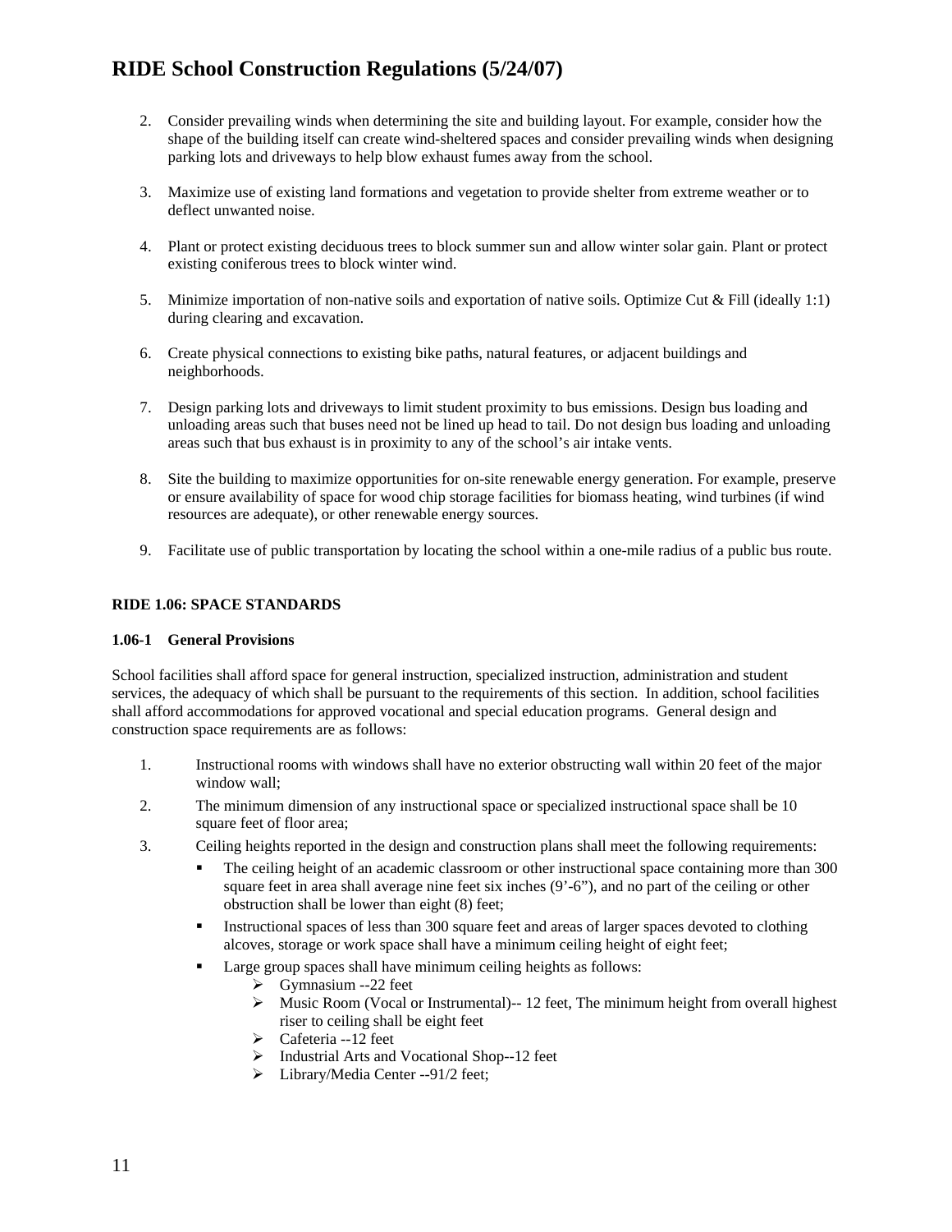2. Consider prevailing winds when determining the site and building layout. For example, consider how the shape of the building itself can create wind-sheltered spaces and consider prevailing winds when designing parking lots and driveways to help blow exhaust fumes away from the school.

3. Maximize use of existing land formations and vegetation to provide shelter from extreme weather or to deflect unwanted noise.

4. Plant or protect existing deciduous trees to block summer sun and allow winter solar gain. Plant or protect existing coniferous trees to block winter wind.

5. Minimize importation of non-native soils and exportation of native soils. Optimize Cut & Fill (ideally 1:1) during clearing and excavation.

6. Create physical connections to existing bike paths, natural features, or adjacent buildings and neighborhoods.

7. Design parking lots and driveways to limit student proximity to bus emissions. Design bus loading and unloading areas such that buses need not be lined up head to tail. Do not design bus loading and unloading areas such that bus exhaust is in proximity to any of the school's air intake vents.

8. Site the building to maximize opportunities for on-site renewable energy generation. For example, preserve or ensure availability of space for wood chip storage facilities for biomass heating, wind turbines (if wind resources are adequate), or other renewable energy sources.

9. Facilitate use of public transportation by locating the school within a one-mile radius of a public bus route.

**RIDE 1.06: SPACE STANDARDS**

**1.06-1 General Provisions**

School facilities shall afford space for general instruction, specialized instruction, administration and student services, the adequacy of which shall be pursuant to the requirements of this section. In addition, school facilities shall afford accommodations for approved vocational and special education programs. General design and construction space requirements are as follows:

1. Instructional rooms with windows shall have no exterior obstructing wall within 20 feet of the major window wall;
2. The minimum dimension of any instructional space or specialized instructional space shall be 10 square feet of floor area;
3. Ceiling heights reported in the design and construction plans shall meet the following requirements:
   - The ceiling height of an academic classroom or other instructional space containing more than 300 square feet in area shall average nine feet six inches (9'-6"), and no part of the ceiling or other obstruction shall be lower than eight (8) feet;
   - Instructional spaces of less than 300 square feet and areas of larger spaces devoted to clothing alcoves, storage or work space shall have a minimum ceiling height of eight feet;
   - Large group spaces shall have minimum ceiling heights as follows:
     - Gymnasium --22 feet
     - Music Room (Vocal or Instrumental)-- 12 feet, The minimum height from overall highest riser to ceiling shall be eight feet
     - Cafeteria --12 feet
     - Industrial Arts and Vocational Shop--12 feet
     - Library/Media Center --91/2 feet;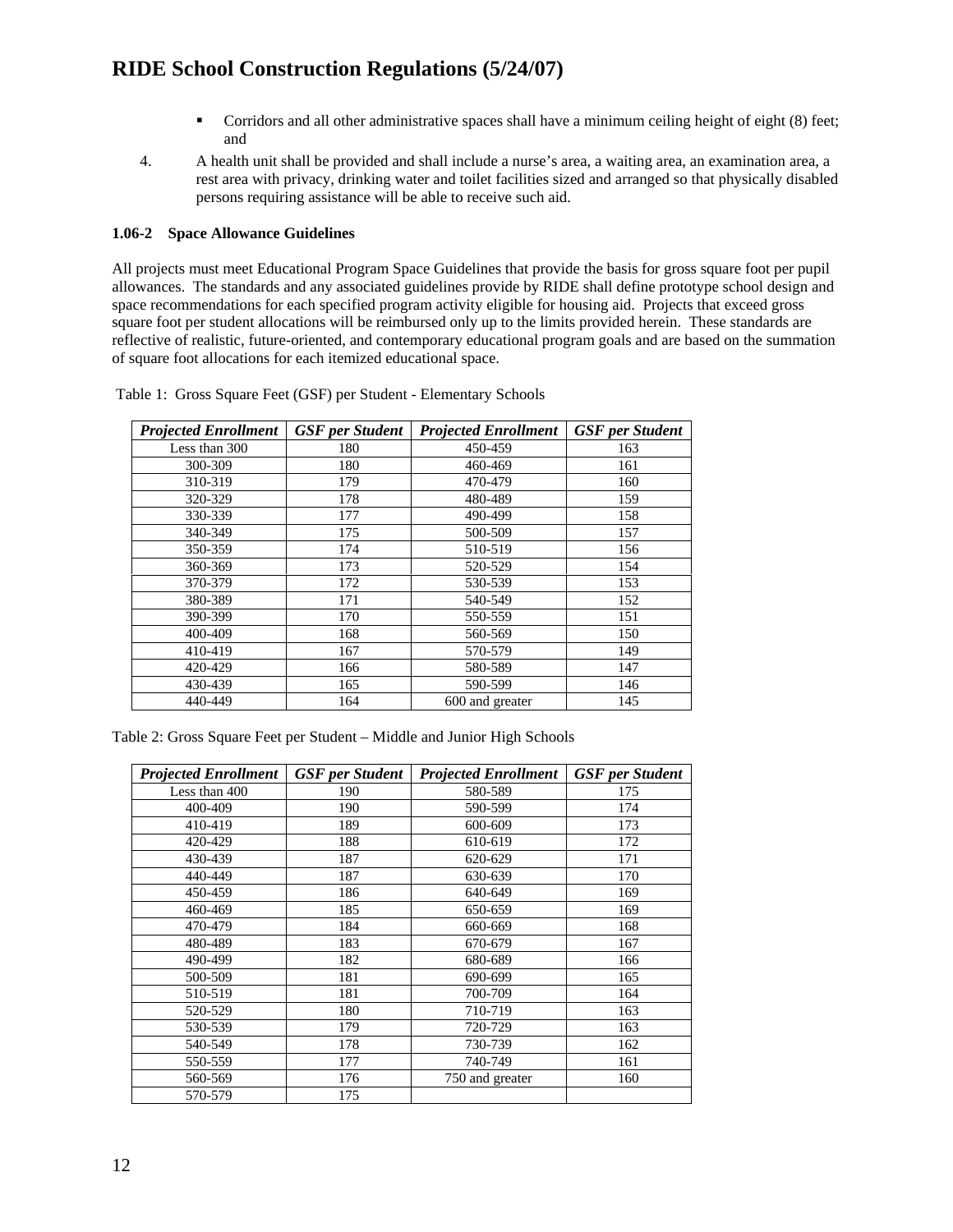- Corridors and all other administrative spaces shall have a minimum ceiling height of eight (8) feet; and

4. A health unit shall be provided and shall include a nurse's area, a waiting area, an examination area, a rest area with privacy, drinking water and toilet facilities sized and arranged so that physically disabled persons requiring assistance will be able to receive such aid.

**1.06-2 Space Allowance Guidelines**

All projects must meet Educational Program Space Guidelines that provide the basis for gross square foot per pupil allowances. The standards and any associated guidelines provide by RIDE shall define prototype school design and space recommendations for each specified program activity eligible for housing aid. Projects that exceed gross square foot per student allocations will be reimbursed only up to the limits provided herein. These standards are reflective of realistic, future-oriented, and contemporary educational program goals and are based on the summation of square foot allocations for each itemized educational space.

Table 1: Gross Square Feet (GSF) per Student - Elementary Schools

| *Projected Enrollment* | *GSF per Student* | *Projected Enrollment* | *GSF per Student* |
|---|---|---|---|
| Less than 300 | 180 | 450-459 | 163 |
| 300-309 | 180 | 460-469 | 161 |
| 310-319 | 179 | 470-479 | 160 |
| 320-329 | 178 | 480-489 | 159 |
| 330-339 | 177 | 490-499 | 158 |
| 340-349 | 175 | 500-509 | 157 |
| 350-359 | 174 | 510-519 | 156 |
| 360-369 | 173 | 520-529 | 154 |
| 370-379 | 172 | 530-539 | 153 |
| 380-389 | 171 | 540-549 | 152 |
| 390-399 | 170 | 550-559 | 151 |
| 400-409 | 168 | 560-569 | 150 |
| 410-419 | 167 | 570-579 | 149 |
| 420-429 | 166 | 580-589 | 147 |
| 430-439 | 165 | 590-599 | 146 |
| 440-449 | 164 | 600 and greater | 145 |

Table 2: Gross Square Feet per Student – Middle and Junior High Schools

| *Projected Enrollment* | *GSF per Student* | *Projected Enrollment* | *GSF per Student* |
|---|---|---|---|
| Less than 400 | 190 | 580-589 | 175 |
| 400-409 | 190 | 590-599 | 174 |
| 410-419 | 189 | 600-609 | 173 |
| 420-429 | 188 | 610-619 | 172 |
| 430-439 | 187 | 620-629 | 171 |
| 440-449 | 187 | 630-639 | 170 |
| 450-459 | 186 | 640-649 | 169 |
| 460-469 | 185 | 650-659 | 169 |
| 470-479 | 184 | 660-669 | 168 |
| 480-489 | 183 | 670-679 | 167 |
| 490-499 | 182 | 680-689 | 166 |
| 500-509 | 181 | 690-699 | 165 |
| 510-519 | 181 | 700-709 | 164 |
| 520-529 | 180 | 710-719 | 163 |
| 530-539 | 179 | 720-729 | 163 |
| 540-549 | 178 | 730-739 | 162 |
| 550-559 | 177 | 740-749 | 161 |
| 560-569 | 176 | 750 and greater | 160 |
| 570-579 | 175 | | |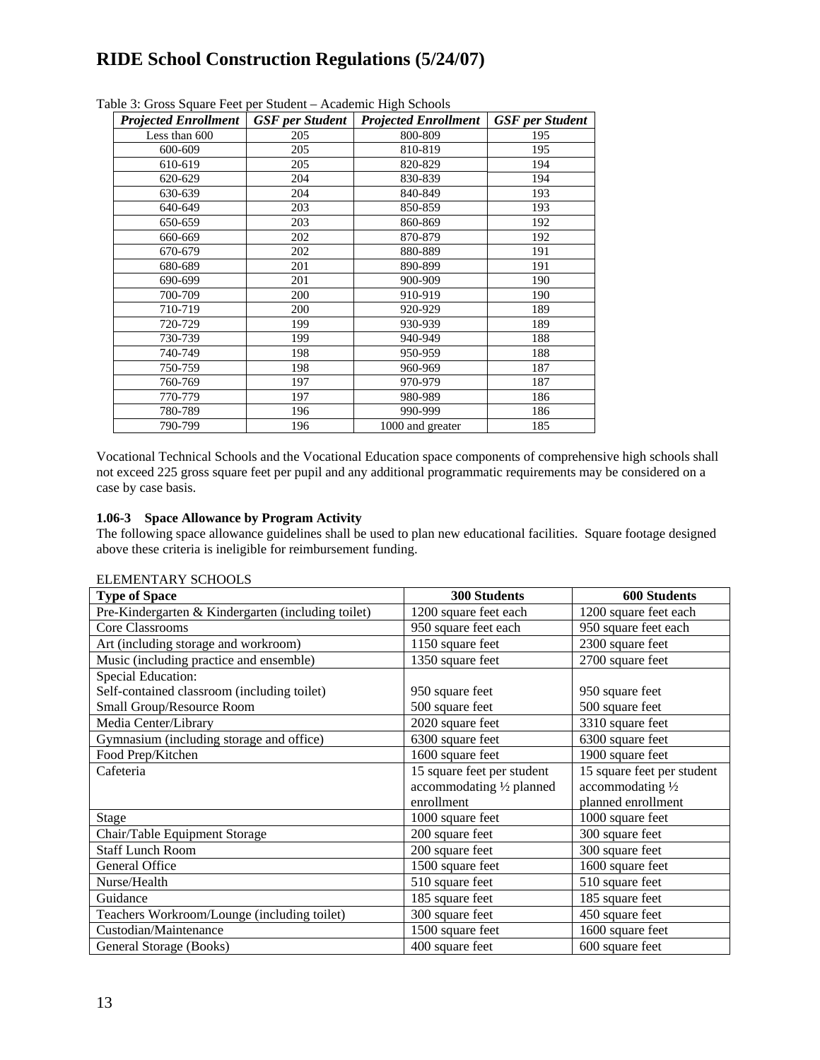Table 3: Gross Square Feet per Student – Academic High Schools

| *Projected Enrollment* | *GSF per Student* | *Projected Enrollment* | *GSF per Student* |
|---|---|---|---|
| Less than 600 | 205 | 800-809 | 195 |
| 600-609 | 205 | 810-819 | 195 |
| 610-619 | 205 | 820-829 | 194 |
| 620-629 | 204 | 830-839 | 194 |
| 630-639 | 204 | 840-849 | 193 |
| 640-649 | 203 | 850-859 | 193 |
| 650-659 | 203 | 860-869 | 192 |
| 660-669 | 202 | 870-879 | 192 |
| 670-679 | 202 | 880-889 | 191 |
| 680-689 | 201 | 890-899 | 191 |
| 690-699 | 201 | 900-909 | 190 |
| 700-709 | 200 | 910-919 | 190 |
| 710-719 | 200 | 920-929 | 189 |
| 720-729 | 199 | 930-939 | 189 |
| 730-739 | 199 | 940-949 | 188 |
| 740-749 | 198 | 950-959 | 188 |
| 750-759 | 198 | 960-969 | 187 |
| 760-769 | 197 | 970-979 | 187 |
| 770-779 | 197 | 980-989 | 186 |
| 780-789 | 196 | 990-999 | 186 |
| 790-799 | 196 | 1000 and greater | 185 |

Vocational Technical Schools and the Vocational Education space components of comprehensive high schools shall not exceed 225 gross square feet per pupil and any additional programmatic requirements may be considered on a case by case basis.

#### 1.06-3 Space Allowance by Program Activity

The following space allowance guidelines shall be used to plan new educational facilities. Square footage designed above these criteria is ineligible for reimbursement funding.

ELEMENTARY SCHOOLS

| Type of Space | 300 Students | 600 Students |
|---|---|---|
| Pre-Kindergarten & Kindergarten (including toilet) | 1200 square feet each | 1200 square feet each |
| Core Classrooms | 950 square feet each | 950 square feet each |
| Art (including storage and workroom) | 1150 square feet | 2300 square feet |
| Music (including practice and ensemble) | 1350 square feet | 2700 square feet |
| Special Education:<br>Self-contained classroom (including toilet)<br>Small Group/Resource Room | <br>950 square feet<br>500 square feet | <br>950 square feet<br>500 square feet |
| Media Center/Library | 2020 square feet | 3310 square feet |
| Gymnasium (including storage and office) | 6300 square feet | 6300 square feet |
| Food Prep/Kitchen | 1600 square feet | 1900 square feet |
| Cafeteria | 15 square feet per student accommodating ½ planned enrollment | 15 square feet per student accommodating ½ planned enrollment |
| Stage | 1000 square feet | 1000 square feet |
| Chair/Table Equipment Storage | 200 square feet | 300 square feet |
| Staff Lunch Room | 200 square feet | 300 square feet |
| General Office | 1500 square feet | 1600 square feet |
| Nurse/Health | 510 square feet | 510 square feet |
| Guidance | 185 square feet | 185 square feet |
| Teachers Workroom/Lounge (including toilet) | 300 square feet | 450 square feet |
| Custodian/Maintenance | 1500 square feet | 1600 square feet |
| General Storage (Books) | 400 square feet | 600 square feet |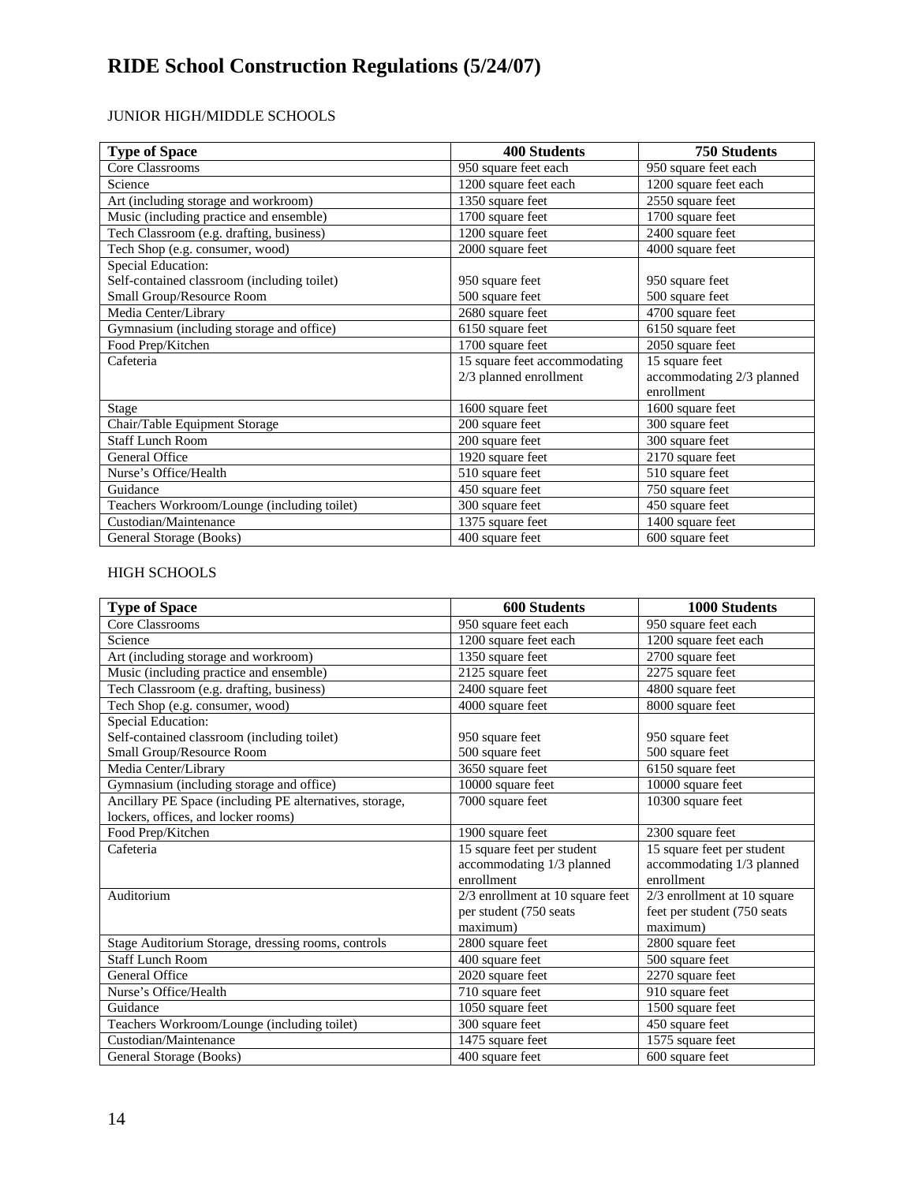# RIDE School Construction Regulations (5/24/07)

JUNIOR HIGH/MIDDLE SCHOOLS

| Type of Space | 400 Students | 750 Students |
|---|---|---|
| Core Classrooms | 950 square feet each | 950 square feet each |
| Science | 1200 square feet each | 1200 square feet each |
| Art (including storage and workroom) | 1350 square feet | 2550 square feet |
| Music (including practice and ensemble) | 1700 square feet | 1700 square feet |
| Tech Classroom (e.g. drafting, business) | 1200 square feet | 2400 square feet |
| Tech Shop (e.g. consumer, wood) | 2000 square feet | 4000 square feet |
| Special Education:<br>Self-contained classroom (including toilet)<br>Small Group/Resource Room | <br>950 square feet<br>500 square feet | <br>950 square feet<br>500 square feet |
| Media Center/Library | 2680 square feet | 4700 square feet |
| Gymnasium (including storage and office) | 6150 square feet | 6150 square feet |
| Food Prep/Kitchen | 1700 square feet | 2050 square feet |
| Cafeteria | 15 square feet accommodating 2/3 planned enrollment | 15 square feet accommodating 2/3 planned enrollment |
| Stage | 1600 square feet | 1600 square feet |
| Chair/Table Equipment Storage | 200 square feet | 300 square feet |
| Staff Lunch Room | 200 square feet | 300 square feet |
| General Office | 1920 square feet | 2170 square feet |
| Nurse's Office/Health | 510 square feet | 510 square feet |
| Guidance | 450 square feet | 750 square feet |
| Teachers Workroom/Lounge (including toilet) | 300 square feet | 450 square feet |
| Custodian/Maintenance | 1375 square feet | 1400 square feet |
| General Storage (Books) | 400 square feet | 600 square feet |

HIGH SCHOOLS

| Type of Space | 600 Students | 1000 Students |
|---|---|---|
| Core Classrooms | 950 square feet each | 950 square feet each |
| Science | 1200 square feet each | 1200 square feet each |
| Art (including storage and workroom) | 1350 square feet | 2700 square feet |
| Music (including practice and ensemble) | 2125 square feet | 2275 square feet |
| Tech Classroom (e.g. drafting, business) | 2400 square feet | 4800 square feet |
| Tech Shop (e.g. consumer, wood) | 4000 square feet | 8000 square feet |
| Special Education:<br>Self-contained classroom (including toilet)<br>Small Group/Resource Room | <br>950 square feet<br>500 square feet | <br>950 square feet<br>500 square feet |
| Media Center/Library | 3650 square feet | 6150 square feet |
| Gymnasium (including storage and office) | 10000 square feet | 10000 square feet |
| Ancillary PE Space (including PE alternatives, storage, lockers, offices, and locker rooms) | 7000 square feet | 10300 square feet |
| Food Prep/Kitchen | 1900 square feet | 2300 square feet |
| Cafeteria | 15 square feet per student accommodating 1/3 planned enrollment | 15 square feet per student accommodating 1/3 planned enrollment |
| Auditorium | 2/3 enrollment at 10 square feet per student (750 seats maximum) | 2/3 enrollment at 10 square feet per student (750 seats maximum) |
| Stage Auditorium Storage, dressing rooms, controls | 2800 square feet | 2800 square feet |
| Staff Lunch Room | 400 square feet | 500 square feet |
| General Office | 2020 square feet | 2270 square feet |
| Nurse's Office/Health | 710 square feet | 910 square feet |
| Guidance | 1050 square feet | 1500 square feet |
| Teachers Workroom/Lounge (including toilet) | 300 square feet | 450 square feet |
| Custodian/Maintenance | 1475 square feet | 1575 square feet |
| General Storage (Books) | 400 square feet | 600 square feet |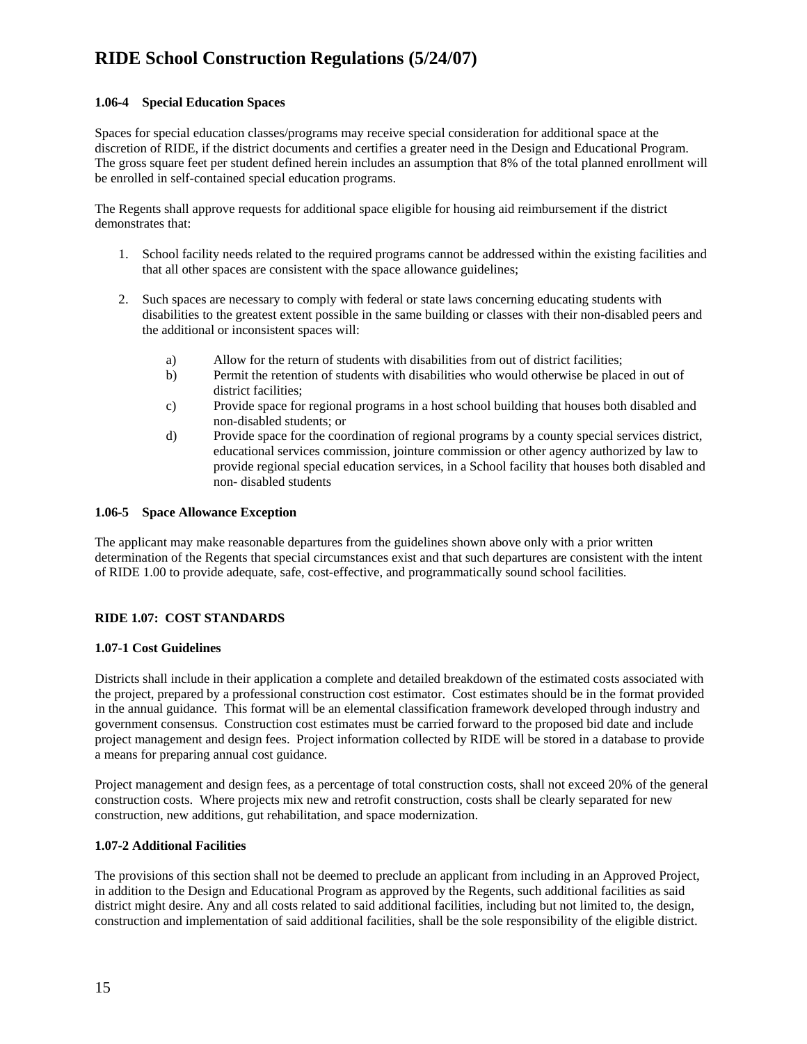#### 1.06-4 Special Education Spaces

Spaces for special education classes/programs may receive special consideration for additional space at the discretion of RIDE, if the district documents and certifies a greater need in the Design and Educational Program. The gross square feet per student defined herein includes an assumption that 8% of the total planned enrollment will be enrolled in self-contained special education programs.

The Regents shall approve requests for additional space eligible for housing aid reimbursement if the district demonstrates that:

1. School facility needs related to the required programs cannot be addressed within the existing facilities and that all other spaces are consistent with the space allowance guidelines;

2. Such spaces are necessary to comply with federal or state laws concerning educating students with disabilities to the greatest extent possible in the same building or classes with their non-disabled peers and the additional or inconsistent spaces will:

   a) Allow for the return of students with disabilities from out of district facilities;
   b) Permit the retention of students with disabilities who would otherwise be placed in out of district facilities;
   c) Provide space for regional programs in a host school building that houses both disabled and non-disabled students; or
   d) Provide space for the coordination of regional programs by a county special services district, educational services commission, jointure commission or other agency authorized by law to provide regional special education services, in a School facility that houses both disabled and non- disabled students

#### 1.06-5 Space Allowance Exception

The applicant may make reasonable departures from the guidelines shown above only with a prior written determination of the Regents that special circumstances exist and that such departures are consistent with the intent of RIDE 1.00 to provide adequate, safe, cost-effective, and programmatically sound school facilities.

### RIDE 1.07: COST STANDARDS

#### 1.07-1 Cost Guidelines

Districts shall include in their application a complete and detailed breakdown of the estimated costs associated with the project, prepared by a professional construction cost estimator. Cost estimates should be in the format provided in the annual guidance. This format will be an elemental classification framework developed through industry and government consensus. Construction cost estimates must be carried forward to the proposed bid date and include project management and design fees. Project information collected by RIDE will be stored in a database to provide a means for preparing annual cost guidance.

Project management and design fees, as a percentage of total construction costs, shall not exceed 20% of the general construction costs. Where projects mix new and retrofit construction, costs shall be clearly separated for new construction, new additions, gut rehabilitation, and space modernization.

#### 1.07-2 Additional Facilities

The provisions of this section shall not be deemed to preclude an applicant from including in an Approved Project, in addition to the Design and Educational Program as approved by the Regents, such additional facilities as said district might desire. Any and all costs related to said additional facilities, including but not limited to, the design, construction and implementation of said additional facilities, shall be the sole responsibility of the eligible district.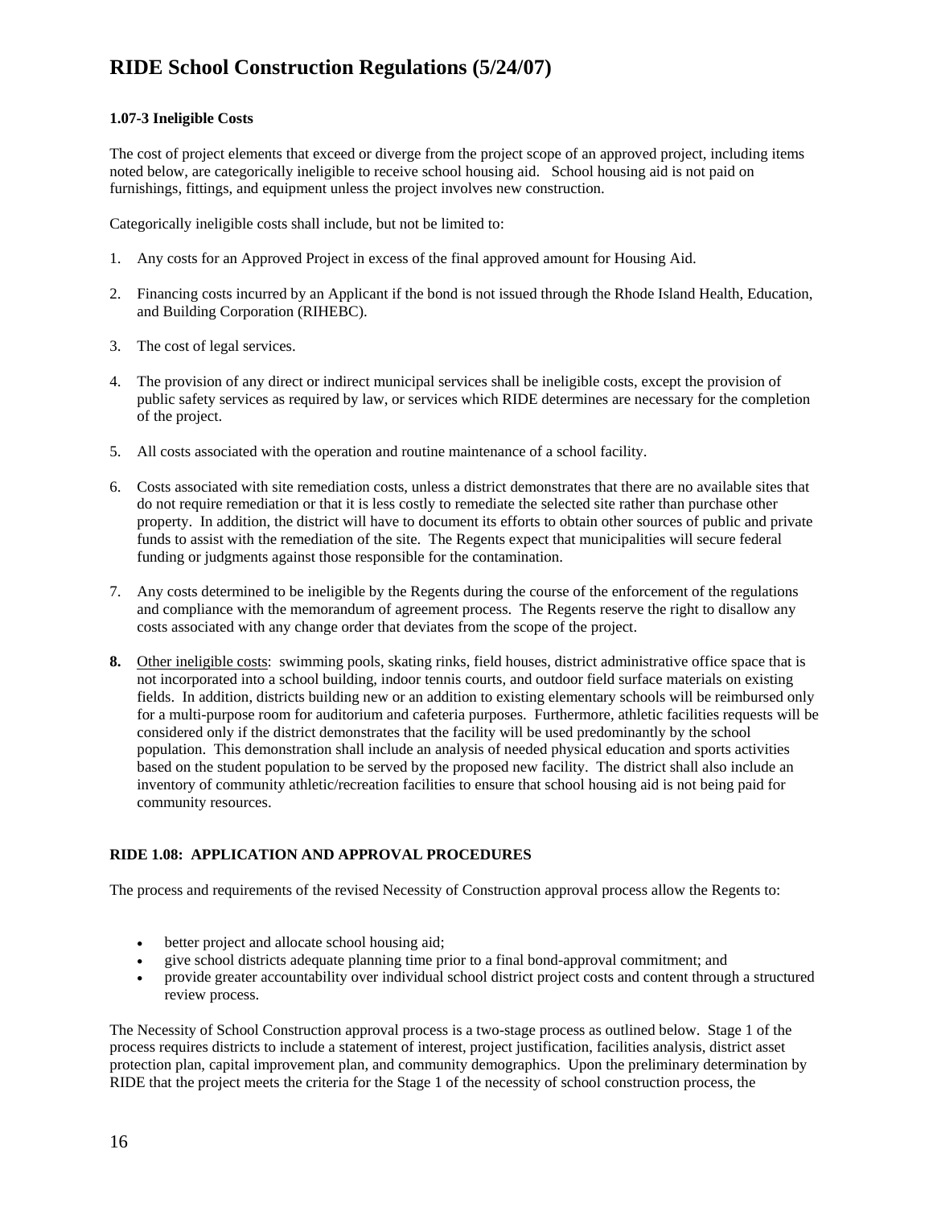#### 1.07-3 Ineligible Costs

The cost of project elements that exceed or diverge from the project scope of an approved project, including items noted below, are categorically ineligible to receive school housing aid. School housing aid is not paid on furnishings, fittings, and equipment unless the project involves new construction.

Categorically ineligible costs shall include, but not be limited to:

1. Any costs for an Approved Project in excess of the final approved amount for Housing Aid.
2. Financing costs incurred by an Applicant if the bond is not issued through the Rhode Island Health, Education, and Building Corporation (RIHEBC).
3. The cost of legal services.
4. The provision of any direct or indirect municipal services shall be ineligible costs, except the provision of public safety services as required by law, or services which RIDE determines are necessary for the completion of the project.
5. All costs associated with the operation and routine maintenance of a school facility.
6. Costs associated with site remediation costs, unless a district demonstrates that there are no available sites that do not require remediation or that it is less costly to remediate the selected site rather than purchase other property. In addition, the district will have to document its efforts to obtain other sources of public and private funds to assist with the remediation of the site. The Regents expect that municipalities will secure federal funding or judgments against those responsible for the contamination.
7. Any costs determined to be ineligible by the Regents during the course of the enforcement of the regulations and compliance with the memorandum of agreement process. The Regents reserve the right to disallow any costs associated with any change order that deviates from the scope of the project.
8. <u>Other ineligible costs</u>: swimming pools, skating rinks, field houses, district administrative office space that is not incorporated into a school building, indoor tennis courts, and outdoor field surface materials on existing fields. In addition, districts building new or an addition to existing elementary schools will be reimbursed only for a multi-purpose room for auditorium and cafeteria purposes. Furthermore, athletic facilities requests will be considered only if the district demonstrates that the facility will be used predominantly by the school population. This demonstration shall include an analysis of needed physical education and sports activities based on the student population to be served by the proposed new facility. The district shall also include an inventory of community athletic/recreation facilities to ensure that school housing aid is not being paid for community resources.

### RIDE 1.08: APPLICATION AND APPROVAL PROCEDURES

The process and requirements of the revised Necessity of Construction approval process allow the Regents to:

- better project and allocate school housing aid;
- give school districts adequate planning time prior to a final bond-approval commitment; and
- provide greater accountability over individual school district project costs and content through a structured review process.

The Necessity of School Construction approval process is a two-stage process as outlined below. Stage 1 of the process requires districts to include a statement of interest, project justification, facilities analysis, district asset protection plan, capital improvement plan, and community demographics. Upon the preliminary determination by RIDE that the project meets the criteria for the Stage 1 of the necessity of school construction process, the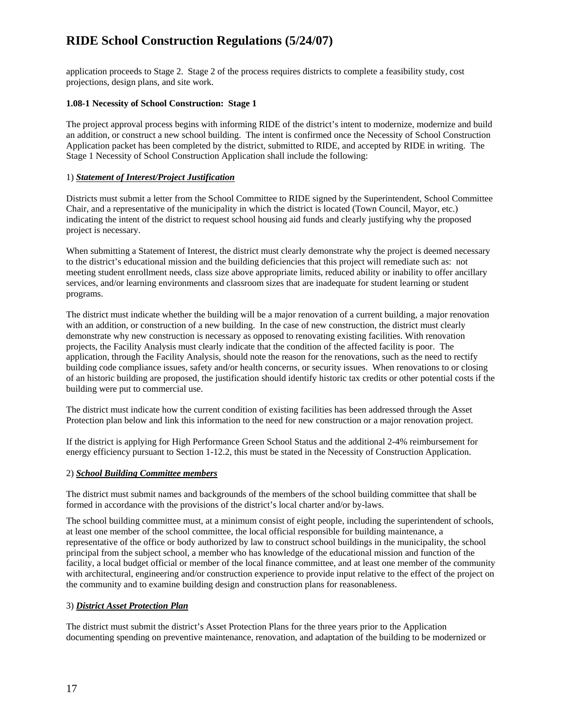application proceeds to Stage 2. Stage 2 of the process requires districts to complete a feasibility study, cost projections, design plans, and site work.

**1.08-1 Necessity of School Construction: Stage 1**

The project approval process begins with informing RIDE of the district's intent to modernize, modernize and build an addition, or construct a new school building. The intent is confirmed once the Necessity of School Construction Application packet has been completed by the district, submitted to RIDE, and accepted by RIDE in writing. The Stage 1 Necessity of School Construction Application shall include the following:

1) ***Statement of Interest/Project Justification***

Districts must submit a letter from the School Committee to RIDE signed by the Superintendent, School Committee Chair, and a representative of the municipality in which the district is located (Town Council, Mayor, etc.) indicating the intent of the district to request school housing aid funds and clearly justifying why the proposed project is necessary.

When submitting a Statement of Interest, the district must clearly demonstrate why the project is deemed necessary to the district's educational mission and the building deficiencies that this project will remediate such as: not meeting student enrollment needs, class size above appropriate limits, reduced ability or inability to offer ancillary services, and/or learning environments and classroom sizes that are inadequate for student learning or student programs.

The district must indicate whether the building will be a major renovation of a current building, a major renovation with an addition, or construction of a new building. In the case of new construction, the district must clearly demonstrate why new construction is necessary as opposed to renovating existing facilities. With renovation projects, the Facility Analysis must clearly indicate that the condition of the affected facility is poor. The application, through the Facility Analysis, should note the reason for the renovations, such as the need to rectify building code compliance issues, safety and/or health concerns, or security issues. When renovations to or closing of an historic building are proposed, the justification should identify historic tax credits or other potential costs if the building were put to commercial use.

The district must indicate how the current condition of existing facilities has been addressed through the Asset Protection plan below and link this information to the need for new construction or a major renovation project.

If the district is applying for High Performance Green School Status and the additional 2-4% reimbursement for energy efficiency pursuant to Section 1-12.2, this must be stated in the Necessity of Construction Application.

2) ***School Building Committee members***

The district must submit names and backgrounds of the members of the school building committee that shall be formed in accordance with the provisions of the district's local charter and/or by-laws.

The school building committee must, at a minimum consist of eight people, including the superintendent of schools, at least one member of the school committee, the local official responsible for building maintenance, a representative of the office or body authorized by law to construct school buildings in the municipality, the school principal from the subject school, a member who has knowledge of the educational mission and function of the facility, a local budget official or member of the local finance committee, and at least one member of the community with architectural, engineering and/or construction experience to provide input relative to the effect of the project on the community and to examine building design and construction plans for reasonableness.

3) ***District Asset Protection Plan***

The district must submit the district's Asset Protection Plans for the three years prior to the Application documenting spending on preventive maintenance, renovation, and adaptation of the building to be modernized or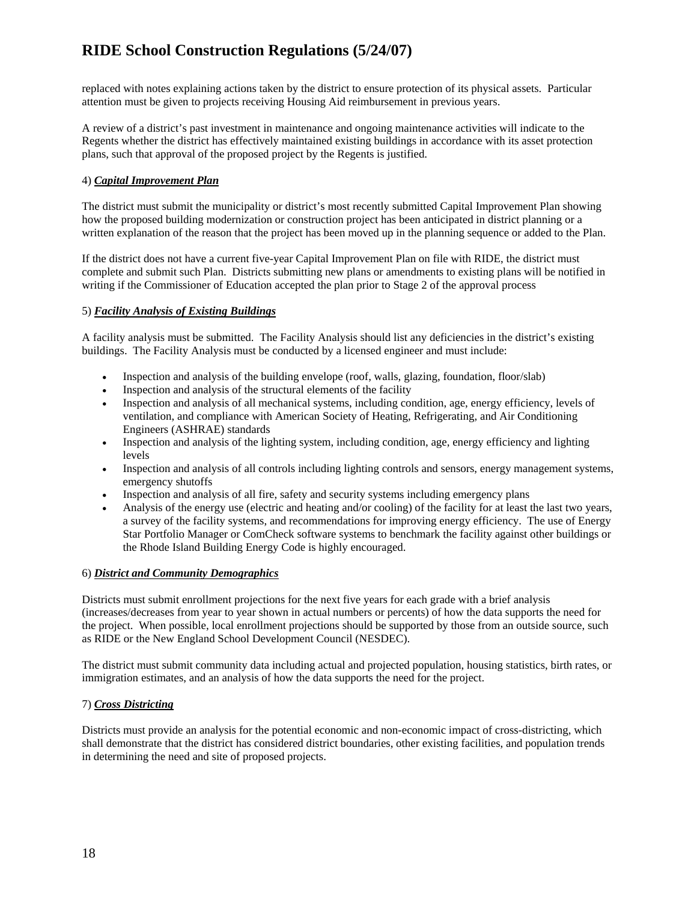replaced with notes explaining actions taken by the district to ensure protection of its physical assets. Particular attention must be given to projects receiving Housing Aid reimbursement in previous years.

A review of a district's past investment in maintenance and ongoing maintenance activities will indicate to the Regents whether the district has effectively maintained existing buildings in accordance with its asset protection plans, such that approval of the proposed project by the Regents is justified.

4) ***Capital Improvement Plan***

The district must submit the municipality or district's most recently submitted Capital Improvement Plan showing how the proposed building modernization or construction project has been anticipated in district planning or a written explanation of the reason that the project has been moved up in the planning sequence or added to the Plan.

If the district does not have a current five-year Capital Improvement Plan on file with RIDE, the district must complete and submit such Plan. Districts submitting new plans or amendments to existing plans will be notified in writing if the Commissioner of Education accepted the plan prior to Stage 2 of the approval process

5) ***Facility Analysis of Existing Buildings***

A facility analysis must be submitted. The Facility Analysis should list any deficiencies in the district's existing buildings. The Facility Analysis must be conducted by a licensed engineer and must include:

- Inspection and analysis of the building envelope (roof, walls, glazing, foundation, floor/slab)
- Inspection and analysis of the structural elements of the facility
- Inspection and analysis of all mechanical systems, including condition, age, energy efficiency, levels of ventilation, and compliance with American Society of Heating, Refrigerating, and Air Conditioning Engineers (ASHRAE) standards
- Inspection and analysis of the lighting system, including condition, age, energy efficiency and lighting levels
- Inspection and analysis of all controls including lighting controls and sensors, energy management systems, emergency shutoffs
- Inspection and analysis of all fire, safety and security systems including emergency plans
- Analysis of the energy use (electric and heating and/or cooling) of the facility for at least the last two years, a survey of the facility systems, and recommendations for improving energy efficiency. The use of Energy Star Portfolio Manager or ComCheck software systems to benchmark the facility against other buildings or the Rhode Island Building Energy Code is highly encouraged.

6) ***District and Community Demographics***

Districts must submit enrollment projections for the next five years for each grade with a brief analysis (increases/decreases from year to year shown in actual numbers or percents) of how the data supports the need for the project. When possible, local enrollment projections should be supported by those from an outside source, such as RIDE or the New England School Development Council (NESDEC).

The district must submit community data including actual and projected population, housing statistics, birth rates, or immigration estimates, and an analysis of how the data supports the need for the project.

7) ***Cross Districting***

Districts must provide an analysis for the potential economic and non-economic impact of cross-districting, which shall demonstrate that the district has considered district boundaries, other existing facilities, and population trends in determining the need and site of proposed projects.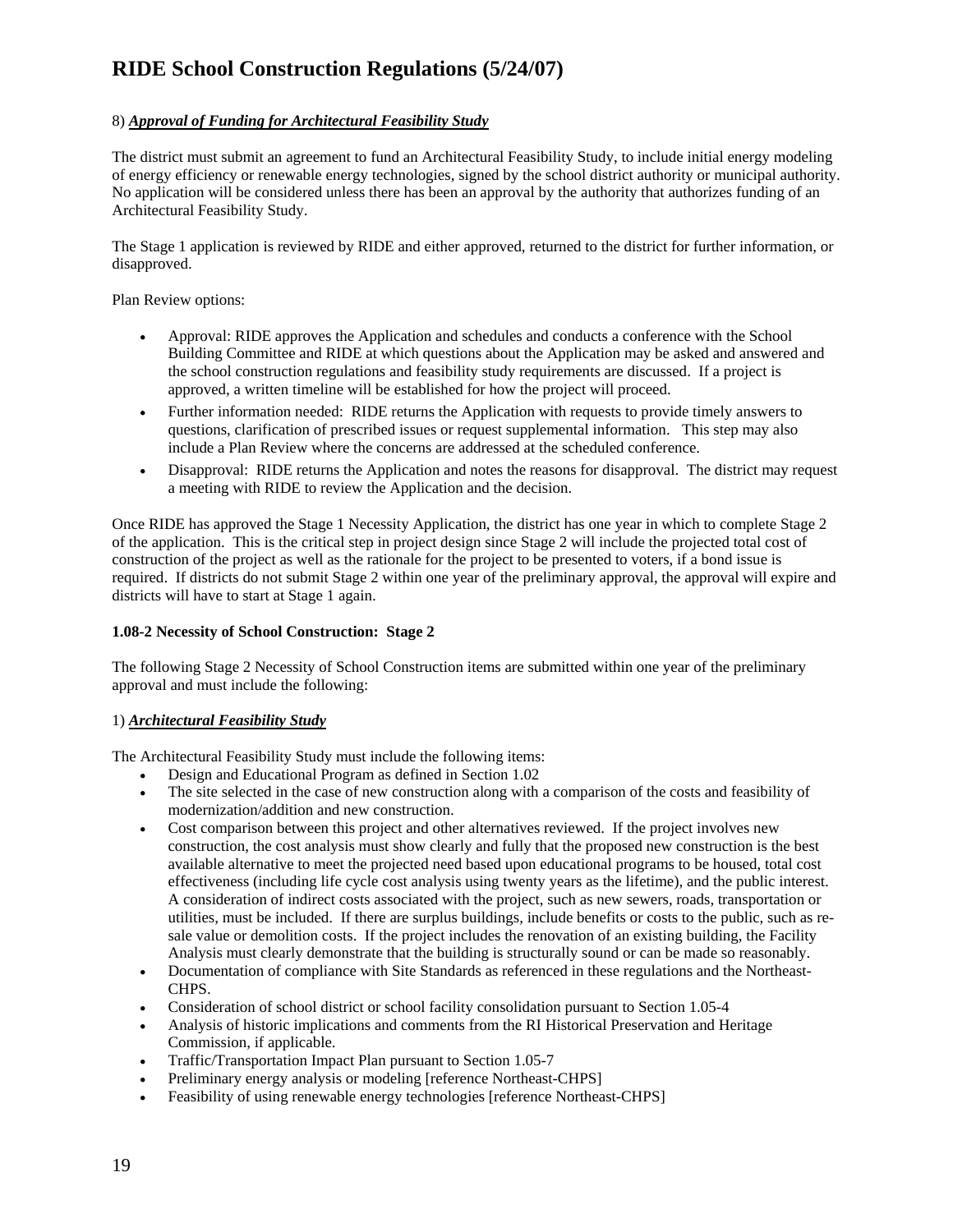8) ***Approval of Funding for Architectural Feasibility Study***

The district must submit an agreement to fund an Architectural Feasibility Study, to include initial energy modeling of energy efficiency or renewable energy technologies, signed by the school district authority or municipal authority. No application will be considered unless there has been an approval by the authority that authorizes funding of an Architectural Feasibility Study.

The Stage 1 application is reviewed by RIDE and either approved, returned to the district for further information, or disapproved.

Plan Review options:

- Approval: RIDE approves the Application and schedules and conducts a conference with the School Building Committee and RIDE at which questions about the Application may be asked and answered and the school construction regulations and feasibility study requirements are discussed. If a project is approved, a written timeline will be established for how the project will proceed.
- Further information needed: RIDE returns the Application with requests to provide timely answers to questions, clarification of prescribed issues or request supplemental information. This step may also include a Plan Review where the concerns are addressed at the scheduled conference.
- Disapproval: RIDE returns the Application and notes the reasons for disapproval. The district may request a meeting with RIDE to review the Application and the decision.

Once RIDE has approved the Stage 1 Necessity Application, the district has one year in which to complete Stage 2 of the application. This is the critical step in project design since Stage 2 will include the projected total cost of construction of the project as well as the rationale for the project to be presented to voters, if a bond issue is required. If districts do not submit Stage 2 within one year of the preliminary approval, the approval will expire and districts will have to start at Stage 1 again.

**1.08-2 Necessity of School Construction: Stage 2**

The following Stage 2 Necessity of School Construction items are submitted within one year of the preliminary approval and must include the following:

1) ***Architectural Feasibility Study***

The Architectural Feasibility Study must include the following items:

- Design and Educational Program as defined in Section 1.02
- The site selected in the case of new construction along with a comparison of the costs and feasibility of modernization/addition and new construction.
- Cost comparison between this project and other alternatives reviewed. If the project involves new construction, the cost analysis must show clearly and fully that the proposed new construction is the best available alternative to meet the projected need based upon educational programs to be housed, total cost effectiveness (including life cycle cost analysis using twenty years as the lifetime), and the public interest. A consideration of indirect costs associated with the project, such as new sewers, roads, transportation or utilities, must be included. If there are surplus buildings, include benefits or costs to the public, such as re-sale value or demolition costs. If the project includes the renovation of an existing building, the Facility Analysis must clearly demonstrate that the building is structurally sound or can be made so reasonably.
- Documentation of compliance with Site Standards as referenced in these regulations and the Northeast-CHPS.
- Consideration of school district or school facility consolidation pursuant to Section 1.05-4
- Analysis of historic implications and comments from the RI Historical Preservation and Heritage Commission, if applicable.
- Traffic/Transportation Impact Plan pursuant to Section 1.05-7
- Preliminary energy analysis or modeling [reference Northeast-CHPS]
- Feasibility of using renewable energy technologies [reference Northeast-CHPS]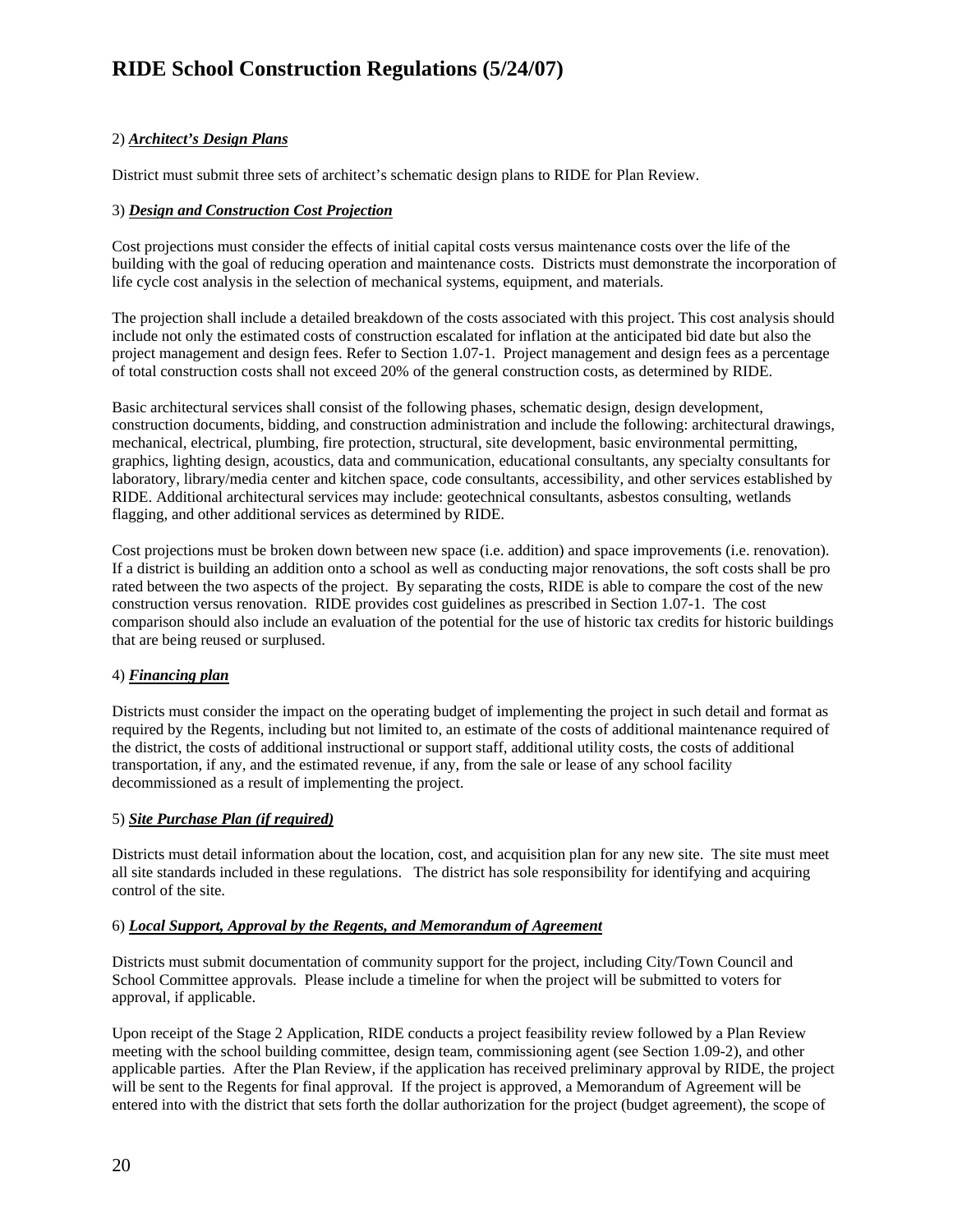2) ***Architect's Design Plans***

District must submit three sets of architect's schematic design plans to RIDE for Plan Review.

3) ***Design and Construction Cost Projection***

Cost projections must consider the effects of initial capital costs versus maintenance costs over the life of the building with the goal of reducing operation and maintenance costs. Districts must demonstrate the incorporation of life cycle cost analysis in the selection of mechanical systems, equipment, and materials.

The projection shall include a detailed breakdown of the costs associated with this project. This cost analysis should include not only the estimated costs of construction escalated for inflation at the anticipated bid date but also the project management and design fees. Refer to Section 1.07-1. Project management and design fees as a percentage of total construction costs shall not exceed 20% of the general construction costs, as determined by RIDE.

Basic architectural services shall consist of the following phases, schematic design, design development, construction documents, bidding, and construction administration and include the following: architectural drawings, mechanical, electrical, plumbing, fire protection, structural, site development, basic environmental permitting, graphics, lighting design, acoustics, data and communication, educational consultants, any specialty consultants for laboratory, library/media center and kitchen space, code consultants, accessibility, and other services established by RIDE. Additional architectural services may include: geotechnical consultants, asbestos consulting, wetlands flagging, and other additional services as determined by RIDE.

Cost projections must be broken down between new space (i.e. addition) and space improvements (i.e. renovation). If a district is building an addition onto a school as well as conducting major renovations, the soft costs shall be pro rated between the two aspects of the project. By separating the costs, RIDE is able to compare the cost of the new construction versus renovation. RIDE provides cost guidelines as prescribed in Section 1.07-1. The cost comparison should also include an evaluation of the potential for the use of historic tax credits for historic buildings that are being reused or surplused.

4) ***Financing plan***

Districts must consider the impact on the operating budget of implementing the project in such detail and format as required by the Regents, including but not limited to, an estimate of the costs of additional maintenance required of the district, the costs of additional instructional or support staff, additional utility costs, the costs of additional transportation, if any, and the estimated revenue, if any, from the sale or lease of any school facility decommissioned as a result of implementing the project.

5) ***Site Purchase Plan (if required)***

Districts must detail information about the location, cost, and acquisition plan for any new site. The site must meet all site standards included in these regulations. The district has sole responsibility for identifying and acquiring control of the site.

6) ***Local Support, Approval by the Regents, and Memorandum of Agreement***

Districts must submit documentation of community support for the project, including City/Town Council and School Committee approvals. Please include a timeline for when the project will be submitted to voters for approval, if applicable.

Upon receipt of the Stage 2 Application, RIDE conducts a project feasibility review followed by a Plan Review meeting with the school building committee, design team, commissioning agent (see Section 1.09-2), and other applicable parties. After the Plan Review, if the application has received preliminary approval by RIDE, the project will be sent to the Regents for final approval. If the project is approved, a Memorandum of Agreement will be entered into with the district that sets forth the dollar authorization for the project (budget agreement), the scope of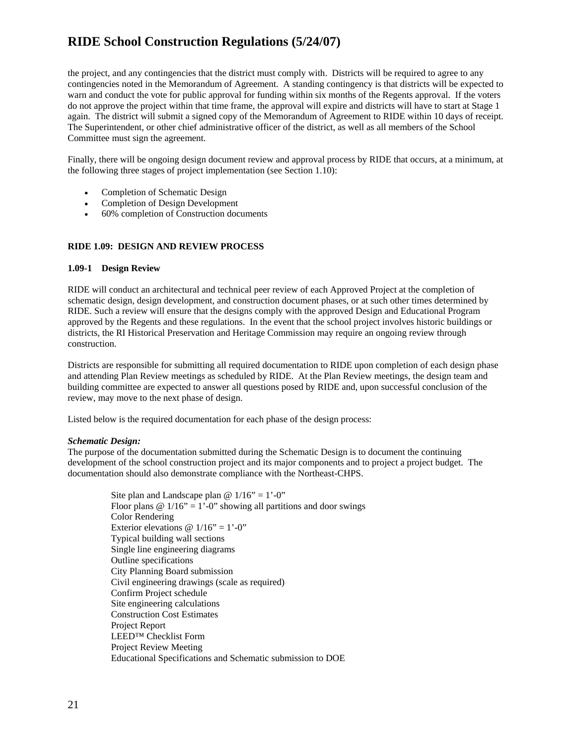the project, and any contingencies that the district must comply with. Districts will be required to agree to any contingencies noted in the Memorandum of Agreement. A standing contingency is that districts will be expected to warn and conduct the vote for public approval for funding within six months of the Regents approval. If the voters do not approve the project within that time frame, the approval will expire and districts will have to start at Stage 1 again. The district will submit a signed copy of the Memorandum of Agreement to RIDE within 10 days of receipt. The Superintendent, or other chief administrative officer of the district, as well as all members of the School Committee must sign the agreement.

Finally, there will be ongoing design document review and approval process by RIDE that occurs, at a minimum, at the following three stages of project implementation (see Section 1.10):

- Completion of Schematic Design
- Completion of Design Development
- 60% completion of Construction documents

**RIDE 1.09: DESIGN AND REVIEW PROCESS**

**1.09-1 Design Review**

RIDE will conduct an architectural and technical peer review of each Approved Project at the completion of schematic design, design development, and construction document phases, or at such other times determined by RIDE. Such a review will ensure that the designs comply with the approved Design and Educational Program approved by the Regents and these regulations. In the event that the school project involves historic buildings or districts, the RI Historical Preservation and Heritage Commission may require an ongoing review through construction.

Districts are responsible for submitting all required documentation to RIDE upon completion of each design phase and attending Plan Review meetings as scheduled by RIDE. At the Plan Review meetings, the design team and building committee are expected to answer all questions posed by RIDE and, upon successful conclusion of the review, may move to the next phase of design.

Listed below is the required documentation for each phase of the design process:

***Schematic Design:***
The purpose of the documentation submitted during the Schematic Design is to document the continuing development of the school construction project and its major components and to project a project budget. The documentation should also demonstrate compliance with the Northeast-CHPS.

Site plan and Landscape plan @ 1/16" = 1'-0"
Floor plans @ 1/16" = 1'-0" showing all partitions and door swings
Color Rendering
Exterior elevations @ 1/16" = 1'-0"
Typical building wall sections
Single line engineering diagrams
Outline specifications
City Planning Board submission
Civil engineering drawings (scale as required)
Confirm Project schedule
Site engineering calculations
Construction Cost Estimates
Project Report
LEED™ Checklist Form
Project Review Meeting
Educational Specifications and Schematic submission to DOE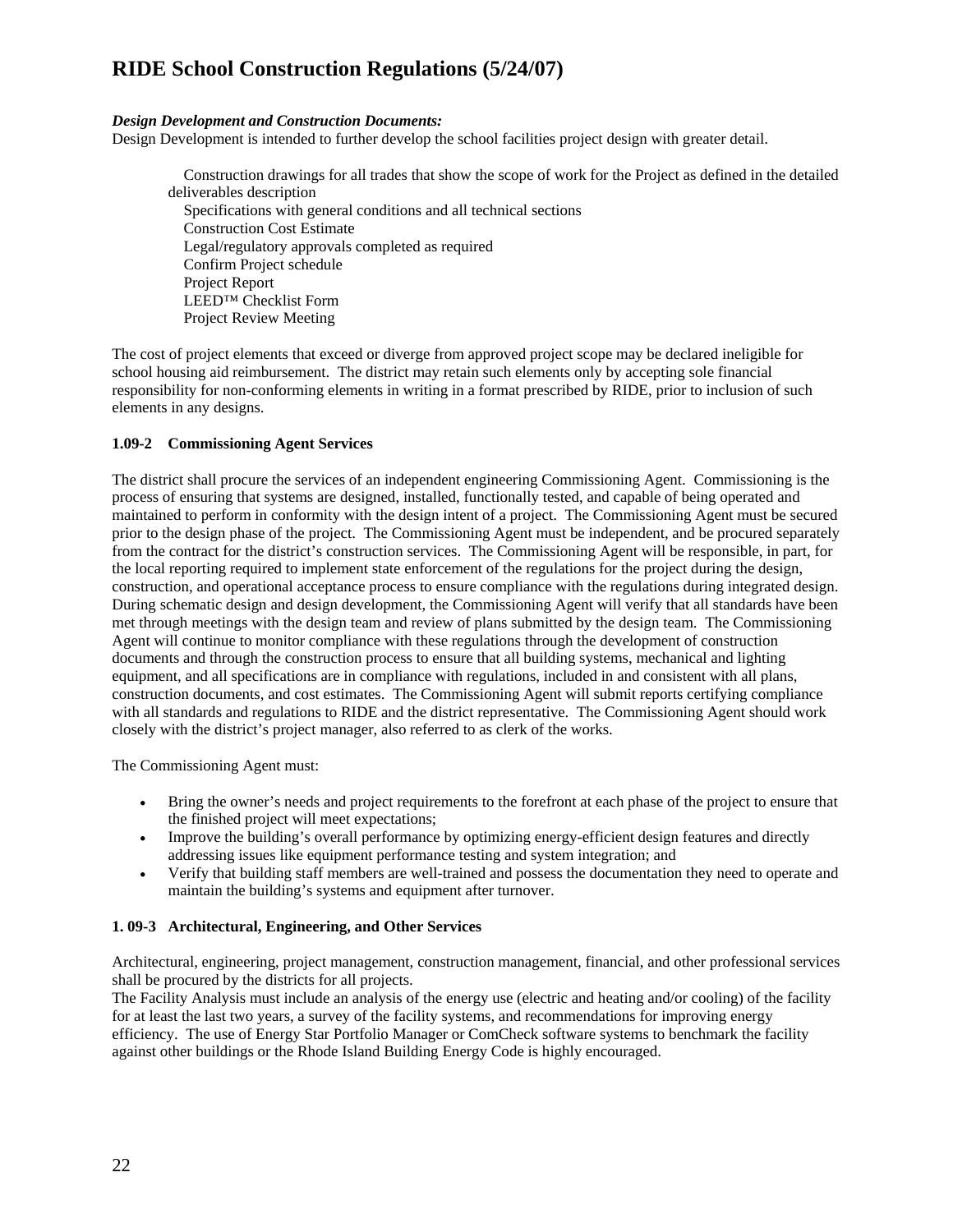***Design Development and Construction Documents:***
Design Development is intended to further develop the school facilities project design with greater detail.

- Construction drawings for all trades that show the scope of work for the Project as defined in the detailed deliverables description
- Specifications with general conditions and all technical sections
- Construction Cost Estimate
- Legal/regulatory approvals completed as required
- Confirm Project schedule
- Project Report
- LEED™ Checklist Form
- Project Review Meeting

The cost of project elements that exceed or diverge from approved project scope may be declared ineligible for school housing aid reimbursement. The district may retain such elements only by accepting sole financial responsibility for non-conforming elements in writing in a format prescribed by RIDE, prior to inclusion of such elements in any designs.

**1.09-2 Commissioning Agent Services**

The district shall procure the services of an independent engineering Commissioning Agent. Commissioning is the process of ensuring that systems are designed, installed, functionally tested, and capable of being operated and maintained to perform in conformity with the design intent of a project. The Commissioning Agent must be secured prior to the design phase of the project. The Commissioning Agent must be independent, and be procured separately from the contract for the district's construction services. The Commissioning Agent will be responsible, in part, for the local reporting required to implement state enforcement of the regulations for the project during the design, construction, and operational acceptance process to ensure compliance with the regulations during integrated design. During schematic design and design development, the Commissioning Agent will verify that all standards have been met through meetings with the design team and review of plans submitted by the design team. The Commissioning Agent will continue to monitor compliance with these regulations through the development of construction documents and through the construction process to ensure that all building systems, mechanical and lighting equipment, and all specifications are in compliance with regulations, included in and consistent with all plans, construction documents, and cost estimates. The Commissioning Agent will submit reports certifying compliance with all standards and regulations to RIDE and the district representative. The Commissioning Agent should work closely with the district's project manager, also referred to as clerk of the works.

The Commissioning Agent must:

- Bring the owner's needs and project requirements to the forefront at each phase of the project to ensure that the finished project will meet expectations;
- Improve the building's overall performance by optimizing energy-efficient design features and directly addressing issues like equipment performance testing and system integration; and
- Verify that building staff members are well-trained and possess the documentation they need to operate and maintain the building's systems and equipment after turnover.

**1. 09-3 Architectural, Engineering, and Other Services**

Architectural, engineering, project management, construction management, financial, and other professional services shall be procured by the districts for all projects.
The Facility Analysis must include an analysis of the energy use (electric and heating and/or cooling) of the facility for at least the last two years, a survey of the facility systems, and recommendations for improving energy efficiency. The use of Energy Star Portfolio Manager or ComCheck software systems to benchmark the facility against other buildings or the Rhode Island Building Energy Code is highly encouraged.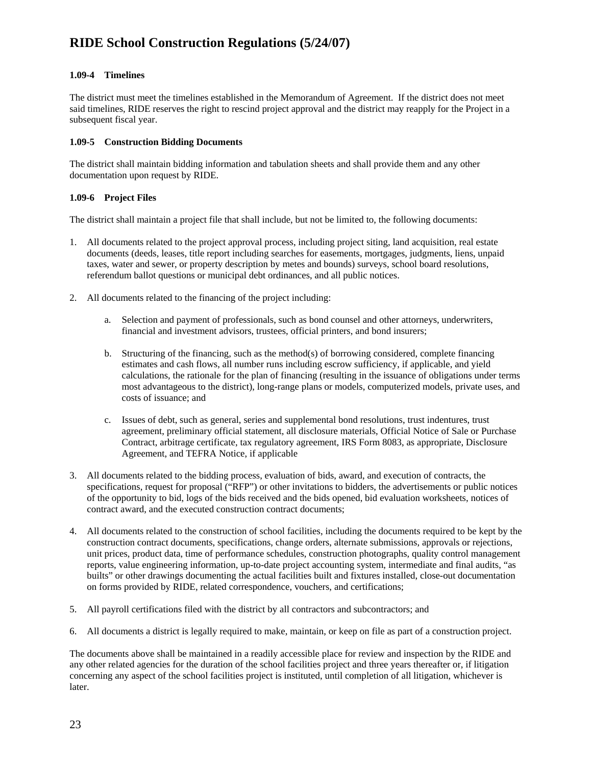#### 1.09-4 Timelines

The district must meet the timelines established in the Memorandum of Agreement. If the district does not meet said timelines, RIDE reserves the right to rescind project approval and the district may reapply for the Project in a subsequent fiscal year.

#### 1.09-5 Construction Bidding Documents

The district shall maintain bidding information and tabulation sheets and shall provide them and any other documentation upon request by RIDE.

#### 1.09-6 Project Files

The district shall maintain a project file that shall include, but not be limited to, the following documents:

1. All documents related to the project approval process, including project siting, land acquisition, real estate documents (deeds, leases, title report including searches for easements, mortgages, judgments, liens, unpaid taxes, water and sewer, or property description by metes and bounds) surveys, school board resolutions, referendum ballot questions or municipal debt ordinances, and all public notices.

2. All documents related to the financing of the project including:

    a. Selection and payment of professionals, such as bond counsel and other attorneys, underwriters, financial and investment advisors, trustees, official printers, and bond insurers;

    b. Structuring of the financing, such as the method(s) of borrowing considered, complete financing estimates and cash flows, all number runs including escrow sufficiency, if applicable, and yield calculations, the rationale for the plan of financing (resulting in the issuance of obligations under terms most advantageous to the district), long-range plans or models, computerized models, private uses, and costs of issuance; and

    c. Issues of debt, such as general, series and supplemental bond resolutions, trust indentures, trust agreement, preliminary official statement, all disclosure materials, Official Notice of Sale or Purchase Contract, arbitrage certificate, tax regulatory agreement, IRS Form 8083, as appropriate, Disclosure Agreement, and TEFRA Notice, if applicable

3. All documents related to the bidding process, evaluation of bids, award, and execution of contracts, the specifications, request for proposal ("RFP") or other invitations to bidders, the advertisements or public notices of the opportunity to bid, logs of the bids received and the bids opened, bid evaluation worksheets, notices of contract award, and the executed construction contract documents;

4. All documents related to the construction of school facilities, including the documents required to be kept by the construction contract documents, specifications, change orders, alternate submissions, approvals or rejections, unit prices, product data, time of performance schedules, construction photographs, quality control management reports, value engineering information, up-to-date project accounting system, intermediate and final audits, "as builts" or other drawings documenting the actual facilities built and fixtures installed, close-out documentation on forms provided by RIDE, related correspondence, vouchers, and certifications;

5. All payroll certifications filed with the district by all contractors and subcontractors; and

6. All documents a district is legally required to make, maintain, or keep on file as part of a construction project.

The documents above shall be maintained in a readily accessible place for review and inspection by the RIDE and any other related agencies for the duration of the school facilities project and three years thereafter or, if litigation concerning any aspect of the school facilities project is instituted, until completion of all litigation, whichever is later.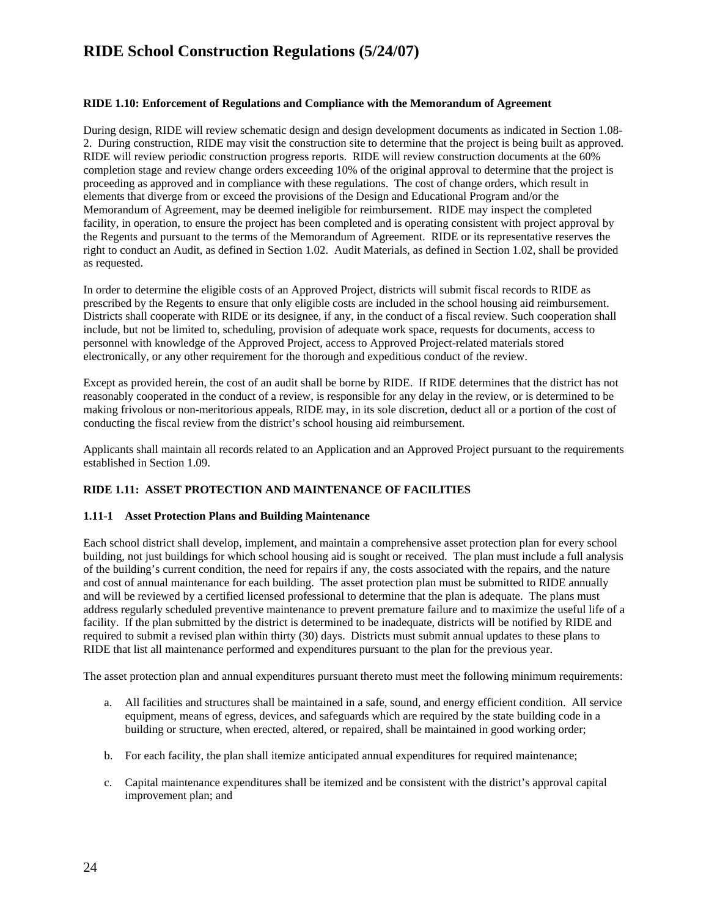**RIDE 1.10: Enforcement of Regulations and Compliance with the Memorandum of Agreement**

During design, RIDE will review schematic design and design development documents as indicated in Section 1.08-2. During construction, RIDE may visit the construction site to determine that the project is being built as approved. RIDE will review periodic construction progress reports. RIDE will review construction documents at the 60% completion stage and review change orders exceeding 10% of the original approval to determine that the project is proceeding as approved and in compliance with these regulations. The cost of change orders, which result in elements that diverge from or exceed the provisions of the Design and Educational Program and/or the Memorandum of Agreement, may be deemed ineligible for reimbursement. RIDE may inspect the completed facility, in operation, to ensure the project has been completed and is operating consistent with project approval by the Regents and pursuant to the terms of the Memorandum of Agreement. RIDE or its representative reserves the right to conduct an Audit, as defined in Section 1.02. Audit Materials, as defined in Section 1.02, shall be provided as requested.

In order to determine the eligible costs of an Approved Project, districts will submit fiscal records to RIDE as prescribed by the Regents to ensure that only eligible costs are included in the school housing aid reimbursement. Districts shall cooperate with RIDE or its designee, if any, in the conduct of a fiscal review. Such cooperation shall include, but not be limited to, scheduling, provision of adequate work space, requests for documents, access to personnel with knowledge of the Approved Project, access to Approved Project-related materials stored electronically, or any other requirement for the thorough and expeditious conduct of the review.

Except as provided herein, the cost of an audit shall be borne by RIDE. If RIDE determines that the district has not reasonably cooperated in the conduct of a review, is responsible for any delay in the review, or is determined to be making frivolous or non-meritorious appeals, RIDE may, in its sole discretion, deduct all or a portion of the cost of conducting the fiscal review from the district's school housing aid reimbursement.

Applicants shall maintain all records related to an Application and an Approved Project pursuant to the requirements established in Section 1.09.

**RIDE 1.11: ASSET PROTECTION AND MAINTENANCE OF FACILITIES**

**1.11-1 Asset Protection Plans and Building Maintenance**

Each school district shall develop, implement, and maintain a comprehensive asset protection plan for every school building, not just buildings for which school housing aid is sought or received. The plan must include a full analysis of the building's current condition, the need for repairs if any, the costs associated with the repairs, and the nature and cost of annual maintenance for each building. The asset protection plan must be submitted to RIDE annually and will be reviewed by a certified licensed professional to determine that the plan is adequate. The plans must address regularly scheduled preventive maintenance to prevent premature failure and to maximize the useful life of a facility. If the plan submitted by the district is determined to be inadequate, districts will be notified by RIDE and required to submit a revised plan within thirty (30) days. Districts must submit annual updates to these plans to RIDE that list all maintenance performed and expenditures pursuant to the plan for the previous year.

The asset protection plan and annual expenditures pursuant thereto must meet the following minimum requirements:

a. All facilities and structures shall be maintained in a safe, sound, and energy efficient condition. All service equipment, means of egress, devices, and safeguards which are required by the state building code in a building or structure, when erected, altered, or repaired, shall be maintained in good working order;

b. For each facility, the plan shall itemize anticipated annual expenditures for required maintenance;

c. Capital maintenance expenditures shall be itemized and be consistent with the district's approval capital improvement plan; and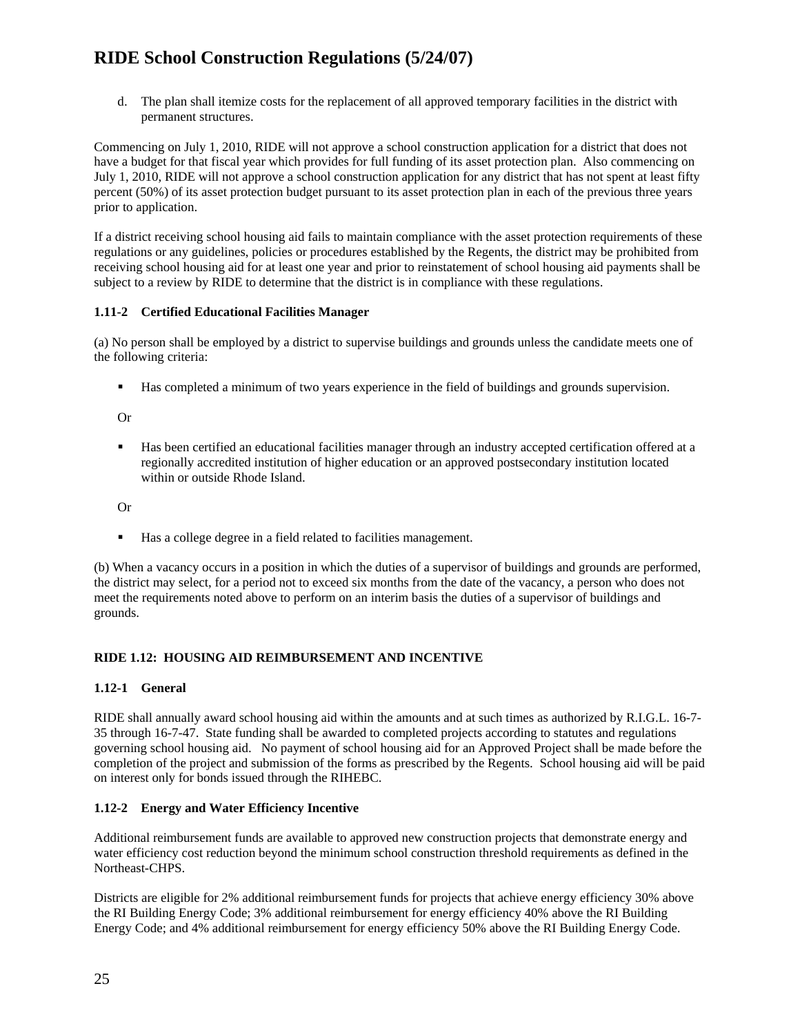d. The plan shall itemize costs for the replacement of all approved temporary facilities in the district with permanent structures.

Commencing on July 1, 2010, RIDE will not approve a school construction application for a district that does not have a budget for that fiscal year which provides for full funding of its asset protection plan. Also commencing on July 1, 2010, RIDE will not approve a school construction application for any district that has not spent at least fifty percent (50%) of its asset protection budget pursuant to its asset protection plan in each of the previous three years prior to application.

If a district receiving school housing aid fails to maintain compliance with the asset protection requirements of these regulations or any guidelines, policies or procedures established by the Regents, the district may be prohibited from receiving school housing aid for at least one year and prior to reinstatement of school housing aid payments shall be subject to a review by RIDE to determine that the district is in compliance with these regulations.

### 1.11-2 Certified Educational Facilities Manager

(a) No person shall be employed by a district to supervise buildings and grounds unless the candidate meets one of the following criteria:

- Has completed a minimum of two years experience in the field of buildings and grounds supervision.

Or

- Has been certified an educational facilities manager through an industry accepted certification offered at a regionally accredited institution of higher education or an approved postsecondary institution located within or outside Rhode Island.

Or

- Has a college degree in a field related to facilities management.

(b) When a vacancy occurs in a position in which the duties of a supervisor of buildings and grounds are performed, the district may select, for a period not to exceed six months from the date of the vacancy, a person who does not meet the requirements noted above to perform on an interim basis the duties of a supervisor of buildings and grounds.

## RIDE 1.12: HOUSING AID REIMBURSEMENT AND INCENTIVE

### 1.12-1 General

RIDE shall annually award school housing aid within the amounts and at such times as authorized by R.I.G.L. 16-7-35 through 16-7-47. State funding shall be awarded to completed projects according to statutes and regulations governing school housing aid. No payment of school housing aid for an Approved Project shall be made before the completion of the project and submission of the forms as prescribed by the Regents. School housing aid will be paid on interest only for bonds issued through the RIHEBC.

### 1.12-2 Energy and Water Efficiency Incentive

Additional reimbursement funds are available to approved new construction projects that demonstrate energy and water efficiency cost reduction beyond the minimum school construction threshold requirements as defined in the Northeast-CHPS.

Districts are eligible for 2% additional reimbursement funds for projects that achieve energy efficiency 30% above the RI Building Energy Code; 3% additional reimbursement for energy efficiency 40% above the RI Building Energy Code; and 4% additional reimbursement for energy efficiency 50% above the RI Building Energy Code.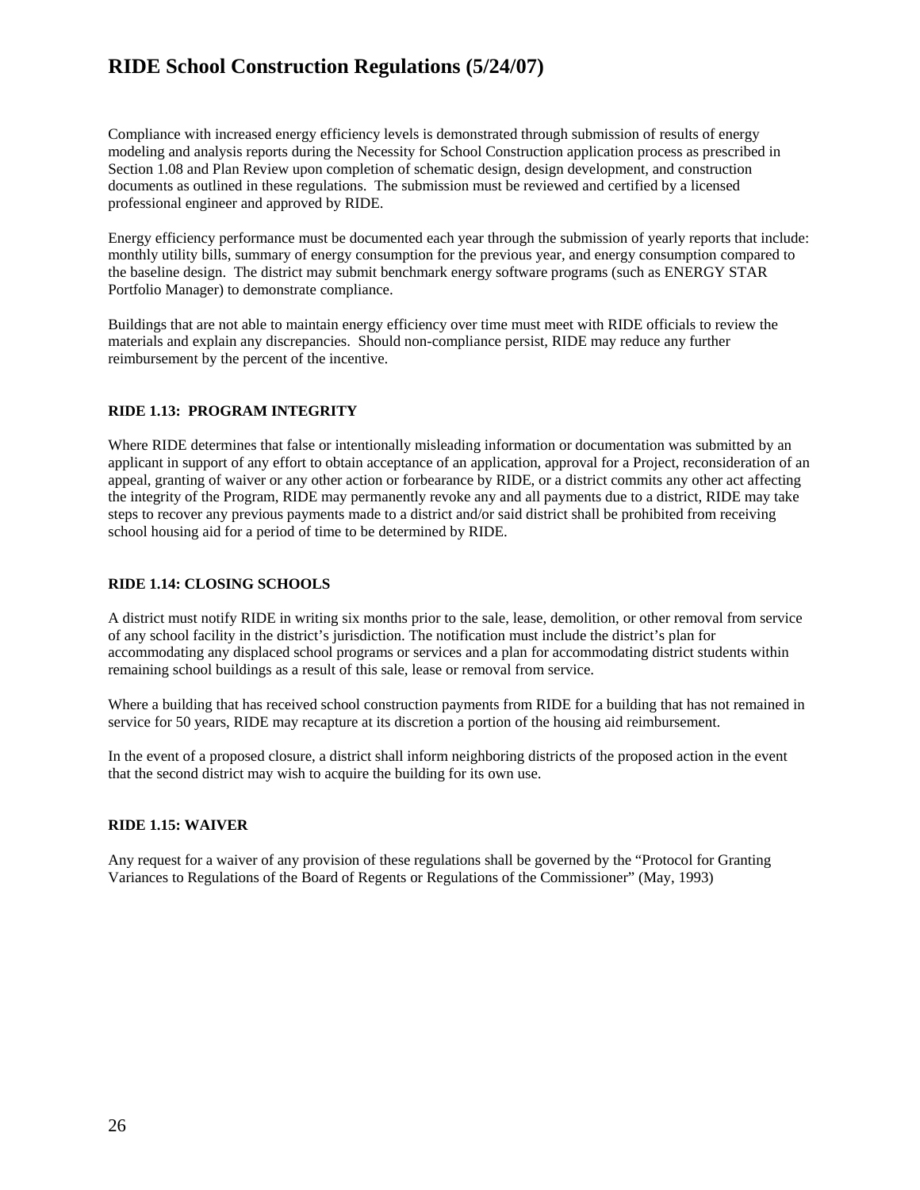Compliance with increased energy efficiency levels is demonstrated through submission of results of energy modeling and analysis reports during the Necessity for School Construction application process as prescribed in Section 1.08 and Plan Review upon completion of schematic design, design development, and construction documents as outlined in these regulations. The submission must be reviewed and certified by a licensed professional engineer and approved by RIDE.

Energy efficiency performance must be documented each year through the submission of yearly reports that include: monthly utility bills, summary of energy consumption for the previous year, and energy consumption compared to the baseline design. The district may submit benchmark energy software programs (such as ENERGY STAR Portfolio Manager) to demonstrate compliance.

Buildings that are not able to maintain energy efficiency over time must meet with RIDE officials to review the materials and explain any discrepancies. Should non-compliance persist, RIDE may reduce any further reimbursement by the percent of the incentive.

### RIDE 1.13: PROGRAM INTEGRITY

Where RIDE determines that false or intentionally misleading information or documentation was submitted by an applicant in support of any effort to obtain acceptance of an application, approval for a Project, reconsideration of an appeal, granting of waiver or any other action or forbearance by RIDE, or a district commits any other act affecting the integrity of the Program, RIDE may permanently revoke any and all payments due to a district, RIDE may take steps to recover any previous payments made to a district and/or said district shall be prohibited from receiving school housing aid for a period of time to be determined by RIDE.

### RIDE 1.14: CLOSING SCHOOLS

A district must notify RIDE in writing six months prior to the sale, lease, demolition, or other removal from service of any school facility in the district's jurisdiction. The notification must include the district's plan for accommodating any displaced school programs or services and a plan for accommodating district students within remaining school buildings as a result of this sale, lease or removal from service.

Where a building that has received school construction payments from RIDE for a building that has not remained in service for 50 years, RIDE may recapture at its discretion a portion of the housing aid reimbursement.

In the event of a proposed closure, a district shall inform neighboring districts of the proposed action in the event that the second district may wish to acquire the building for its own use.

### RIDE 1.15: WAIVER

Any request for a waiver of any provision of these regulations shall be governed by the "Protocol for Granting Variances to Regulations of the Board of Regents or Regulations of the Commissioner" (May, 1993)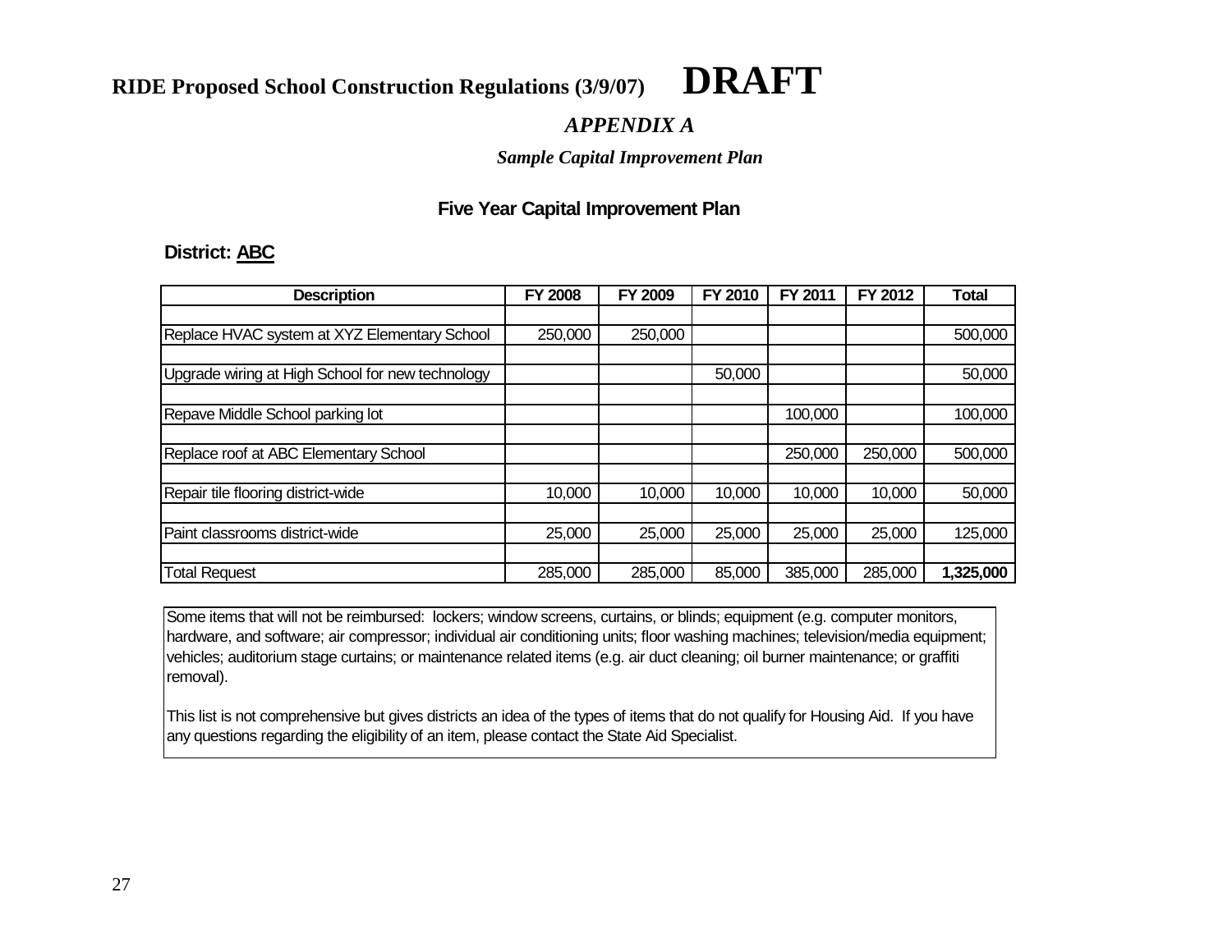# RIDE Proposed School Construction Regulations (3/9/07) DRAFT

## *APPENDIX A*

### *Sample Capital Improvement Plan*

### Five Year Capital Improvement Plan

**District: ABC**

| Description | FY 2008 | FY 2009 | FY 2010 | FY 2011 | FY 2012 | Total |
|---|---|---|---|---|---|---|
| | | | | | | |
| Replace HVAC system at XYZ Elementary School | 250,000 | 250,000 | | | | 500,000 |
| | | | | | | |
| Upgrade wiring at High School for new technology | | | 50,000 | | | 50,000 |
| | | | | | | |
| Repave Middle School parking lot | | | | 100,000 | | 100,000 |
| | | | | | | |
| Replace roof at ABC Elementary School | | | | 250,000 | 250,000 | 500,000 |
| | | | | | | |
| Repair tile flooring district-wide | 10,000 | 10,000 | 10,000 | 10,000 | 10,000 | 50,000 |
| | | | | | | |
| Paint classrooms district-wide | 25,000 | 25,000 | 25,000 | 25,000 | 25,000 | 125,000 |
| | | | | | | |
| Total Request | 285,000 | 285,000 | 85,000 | 385,000 | 285,000 | **1,325,000** |

Some items that will not be reimbursed: lockers; window screens, curtains, or blinds; equipment (e.g. computer monitors, hardware, and software; air compressor; individual air conditioning units; floor washing machines; television/media equipment; vehicles; auditorium stage curtains; or maintenance related items (e.g. air duct cleaning; oil burner maintenance; or graffiti removal).

This list is not comprehensive but gives districts an idea of the types of items that do not qualify for Housing Aid. If you have any questions regarding the eligibility of an item, please contact the State Aid Specialist.